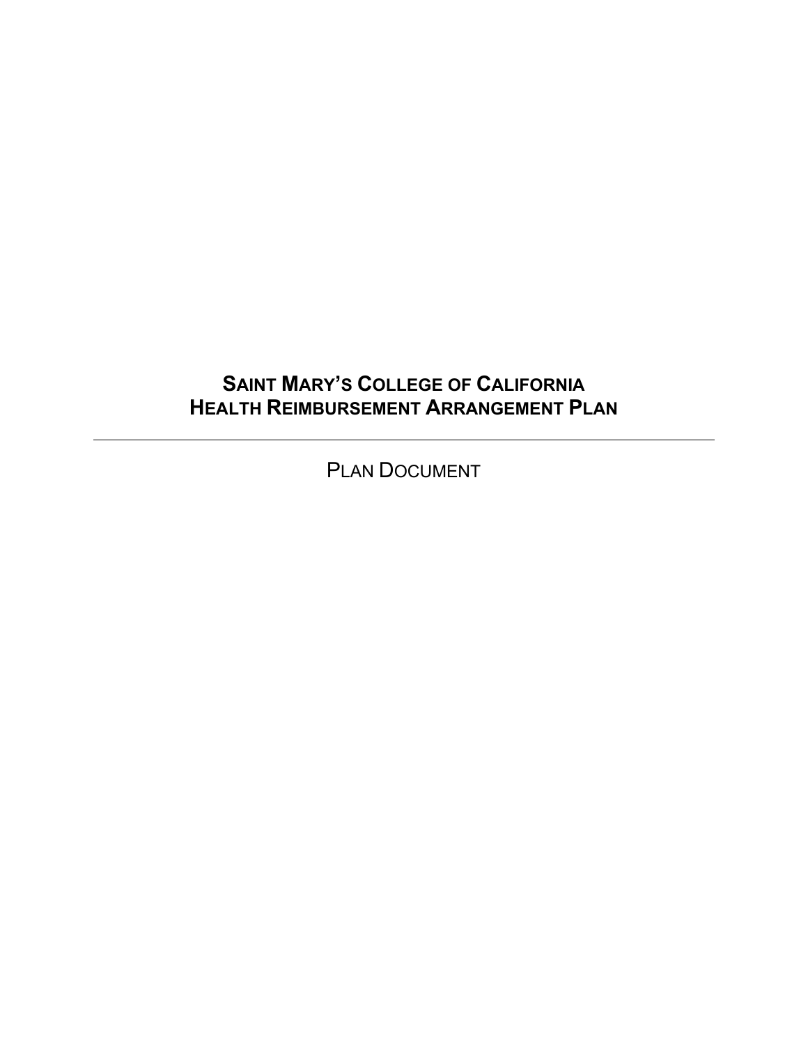# SAINT MARY'S COLLEGE OF CALIFORNIA HEALTH REIMBURSEMENT ARRANGEMENT PLAN

---

PLAN DOCUMENT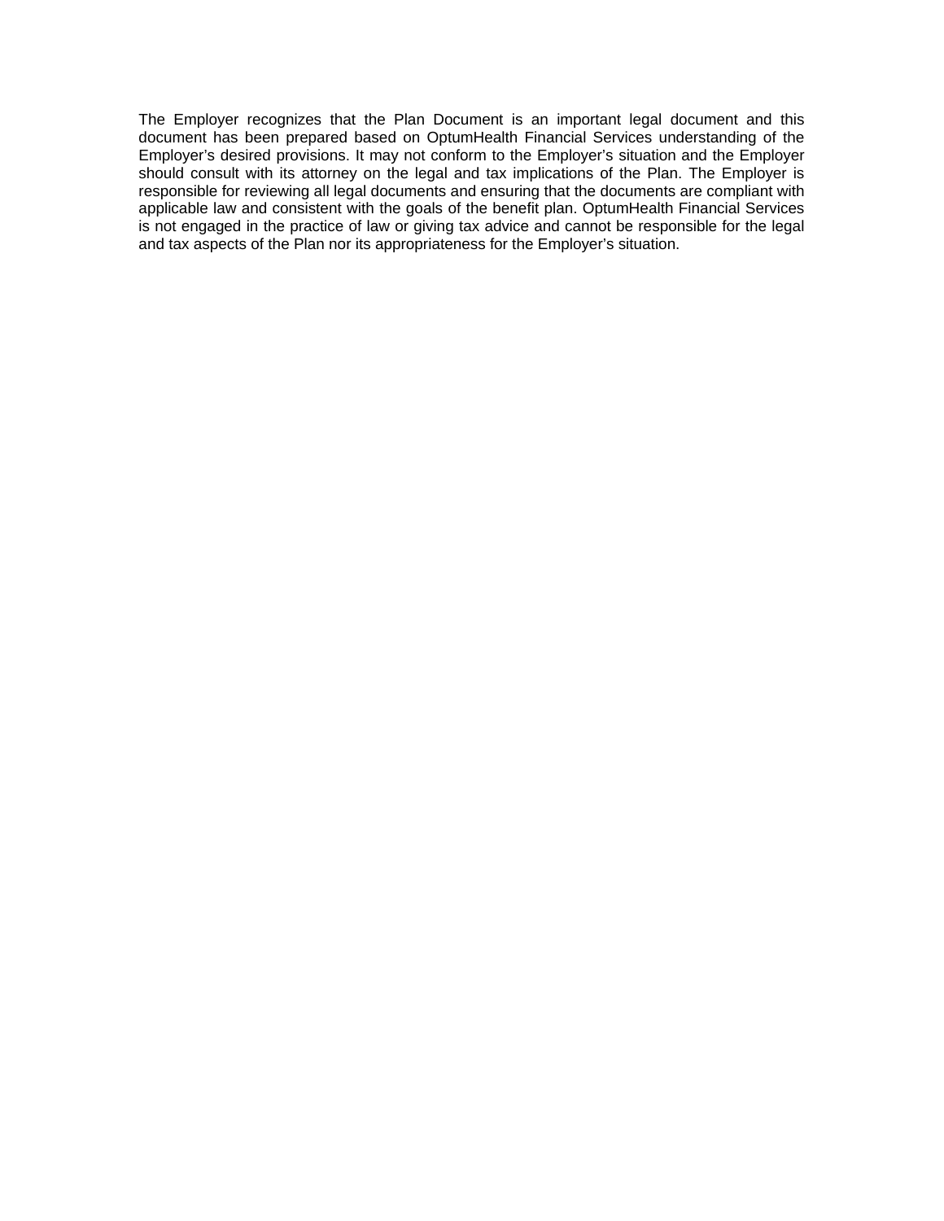The Employer recognizes that the Plan Document is an important legal document and this document has been prepared based on OptumHealth Financial Services understanding of the Employer's desired provisions. It may not conform to the Employer's situation and the Employer should consult with its attorney on the legal and tax implications of the Plan. The Employer is responsible for reviewing all legal documents and ensuring that the documents are compliant with applicable law and consistent with the goals of the benefit plan. OptumHealth Financial Services is not engaged in the practice of law or giving tax advice and cannot be responsible for the legal and tax aspects of the Plan nor its appropriateness for the Employer's situation.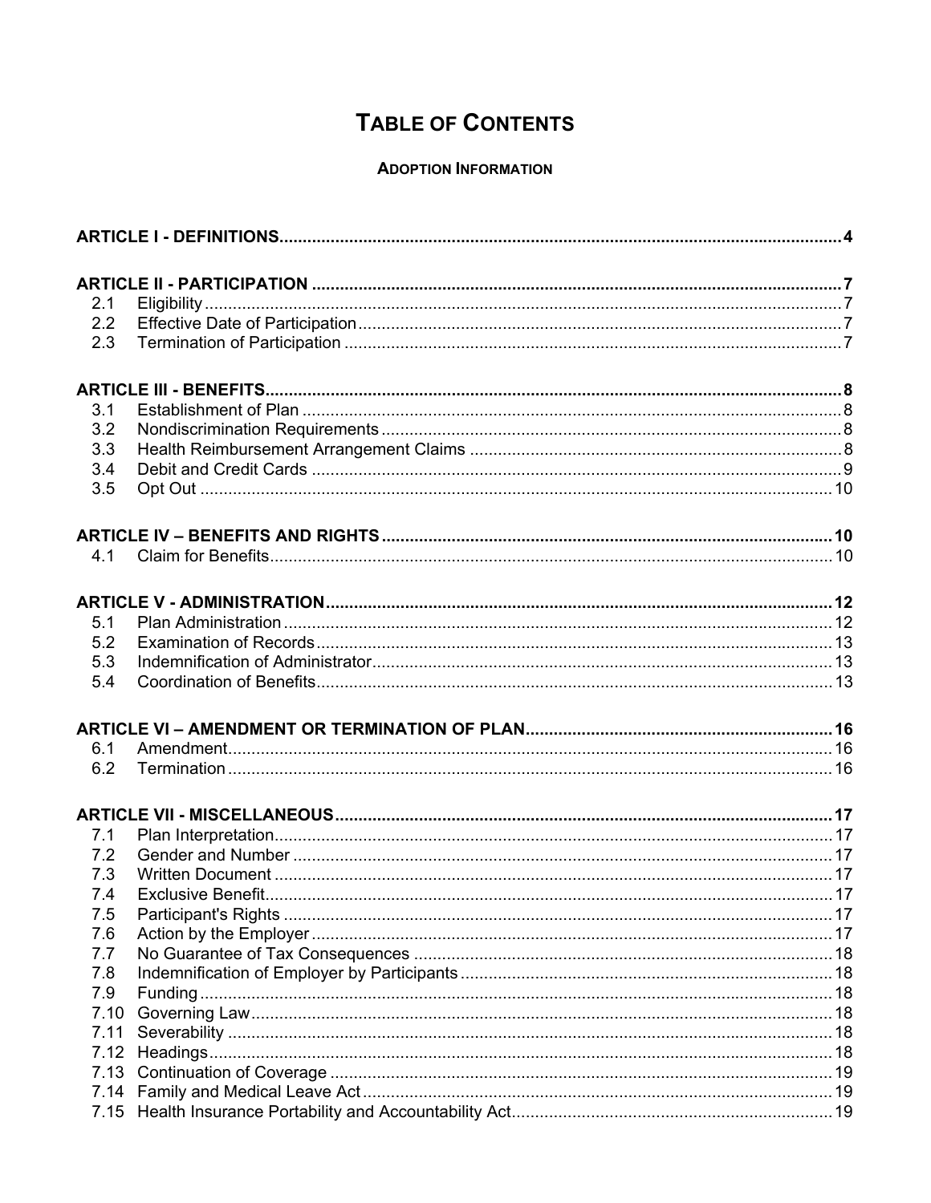# TABLE OF CONTENTS

## ADOPTION INFORMATION

**ARTICLE I - DEFINITIONS** ..... 4

**ARTICLE II - PARTICIPATION** ..... 7

- 2.1 Eligibility ..... 7
- 2.2 Effective Date of Participation ..... 7
- 2.3 Termination of Participation ..... 7

**ARTICLE III - BENEFITS** ..... 8

- 3.1 Establishment of Plan ..... 8
- 3.2 Nondiscrimination Requirements ..... 8
- 3.3 Health Reimbursement Arrangement Claims ..... 8
- 3.4 Debit and Credit Cards ..... 9
- 3.5 Opt Out ..... 10

**ARTICLE IV – BENEFITS AND RIGHTS** ..... 10

- 4.1 Claim for Benefits ..... 10

**ARTICLE V - ADMINISTRATION** ..... 12

- 5.1 Plan Administration ..... 12
- 5.2 Examination of Records ..... 13
- 5.3 Indemnification of Administrator ..... 13
- 5.4 Coordination of Benefits ..... 13

**ARTICLE VI – AMENDMENT OR TERMINATION OF PLAN** ..... 16

- 6.1 Amendment ..... 16
- 6.2 Termination ..... 16

**ARTICLE VII - MISCELLANEOUS** ..... 17

- 7.1 Plan Interpretation ..... 17
- 7.2 Gender and Number ..... 17
- 7.3 Written Document ..... 17
- 7.4 Exclusive Benefit ..... 17
- 7.5 Participant's Rights ..... 17
- 7.6 Action by the Employer ..... 17
- 7.7 No Guarantee of Tax Consequences ..... 18
- 7.8 Indemnification of Employer by Participants ..... 18
- 7.9 Funding ..... 18
- 7.10 Governing Law ..... 18
- 7.11 Severability ..... 18
- 7.12 Headings ..... 18
- 7.13 Continuation of Coverage ..... 19
- 7.14 Family and Medical Leave Act ..... 19
- 7.15 Health Insurance Portability and Accountability Act ..... 19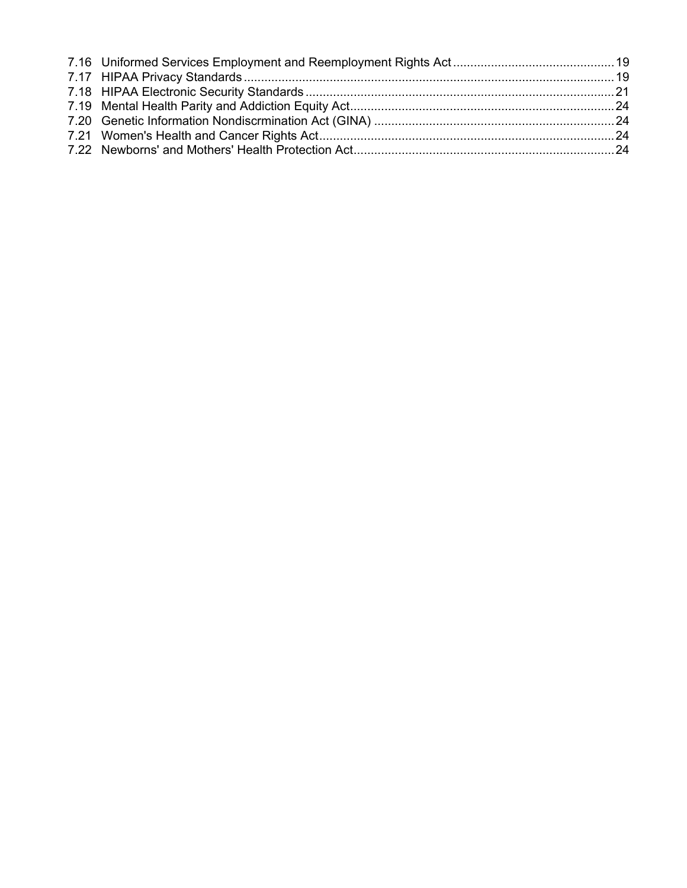7.16 Uniformed Services Employment and Reemployment Rights Act ..... 19
7.17 HIPAA Privacy Standards ..... 19
7.18 HIPAA Electronic Security Standards ..... 21
7.19 Mental Health Parity and Addiction Equity Act ..... 24
7.20 Genetic Information Nondiscrmination Act (GINA) ..... 24
7.21 Women's Health and Cancer Rights Act ..... 24
7.22 Newborns' and Mothers' Health Protection Act ..... 24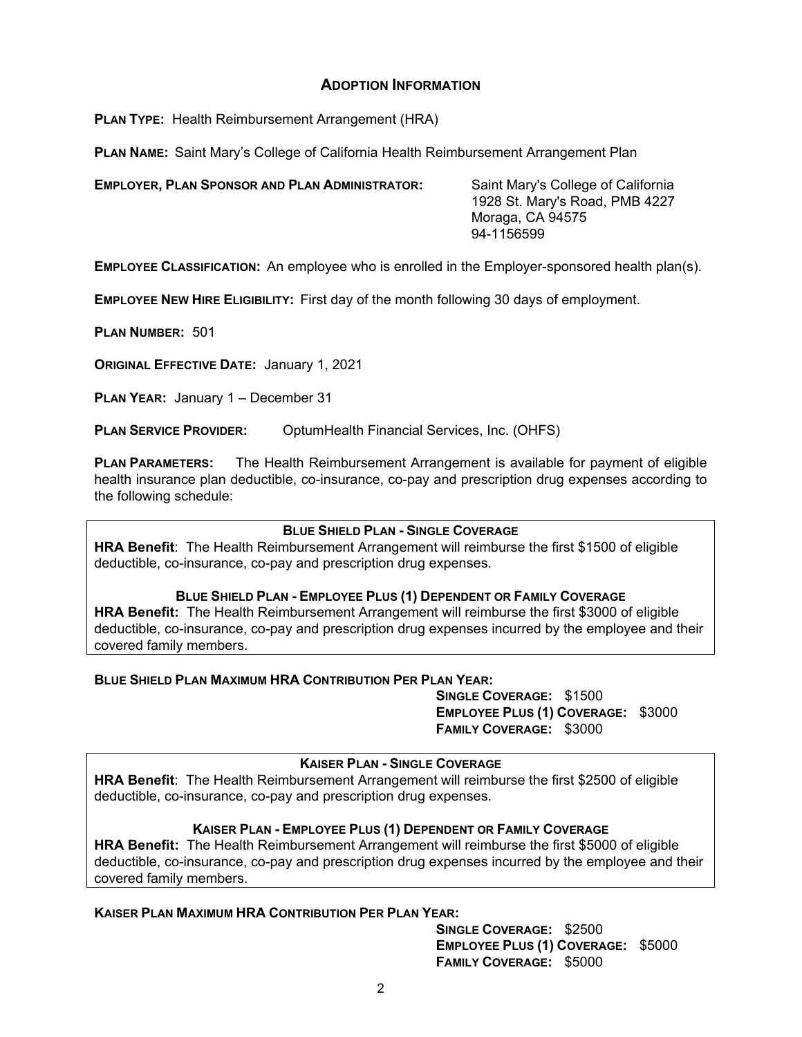## ADOPTION INFORMATION

**PLAN TYPE:** Health Reimbursement Arrangement (HRA)

**PLAN NAME:** Saint Mary's College of California Health Reimbursement Arrangement Plan

**EMPLOYER, PLAN SPONSOR AND PLAN ADMINISTRATOR:** Saint Mary's College of California
1928 St. Mary's Road, PMB 4227
Moraga, CA 94575
94-1156599

**EMPLOYEE CLASSIFICATION:** An employee who is enrolled in the Employer-sponsored health plan(s).

**EMPLOYEE NEW HIRE ELIGIBILITY:** First day of the month following 30 days of employment.

**PLAN NUMBER:** 501

**ORIGINAL EFFECTIVE DATE:** January 1, 2021

**PLAN YEAR:** January 1 – December 31

**PLAN SERVICE PROVIDER:** OptumHealth Financial Services, Inc. (OHFS)

**PLAN PARAMETERS:** The Health Reimbursement Arrangement is available for payment of eligible health insurance plan deductible, co-insurance, co-pay and prescription drug expenses according to the following schedule:

**BLUE SHIELD PLAN - SINGLE COVERAGE**

**HRA Benefit**: The Health Reimbursement Arrangement will reimburse the first $1500 of eligible deductible, co-insurance, co-pay and prescription drug expenses.

**BLUE SHIELD PLAN - EMPLOYEE PLUS (1) DEPENDENT OR FAMILY COVERAGE**

**HRA Benefit:** The Health Reimbursement Arrangement will reimburse the first $3000 of eligible deductible, co-insurance, co-pay and prescription drug expenses incurred by the employee and their covered family members.

**BLUE SHIELD PLAN MAXIMUM HRA CONTRIBUTION PER PLAN YEAR:**

**SINGLE COVERAGE:** $1500
**EMPLOYEE PLUS (1) COVERAGE:** $3000
**FAMILY COVERAGE:** $3000

**KAISER PLAN - SINGLE COVERAGE**

**HRA Benefit**: The Health Reimbursement Arrangement will reimburse the first $2500 of eligible deductible, co-insurance, co-pay and prescription drug expenses.

**KAISER PLAN - EMPLOYEE PLUS (1) DEPENDENT OR FAMILY COVERAGE**

**HRA Benefit:** The Health Reimbursement Arrangement will reimburse the first $5000 of eligible deductible, co-insurance, co-pay and prescription drug expenses incurred by the employee and their covered family members.

**KAISER PLAN MAXIMUM HRA CONTRIBUTION PER PLAN YEAR:**

**SINGLE COVERAGE:** $2500
**EMPLOYEE PLUS (1) COVERAGE:** $5000
**FAMILY COVERAGE:** $5000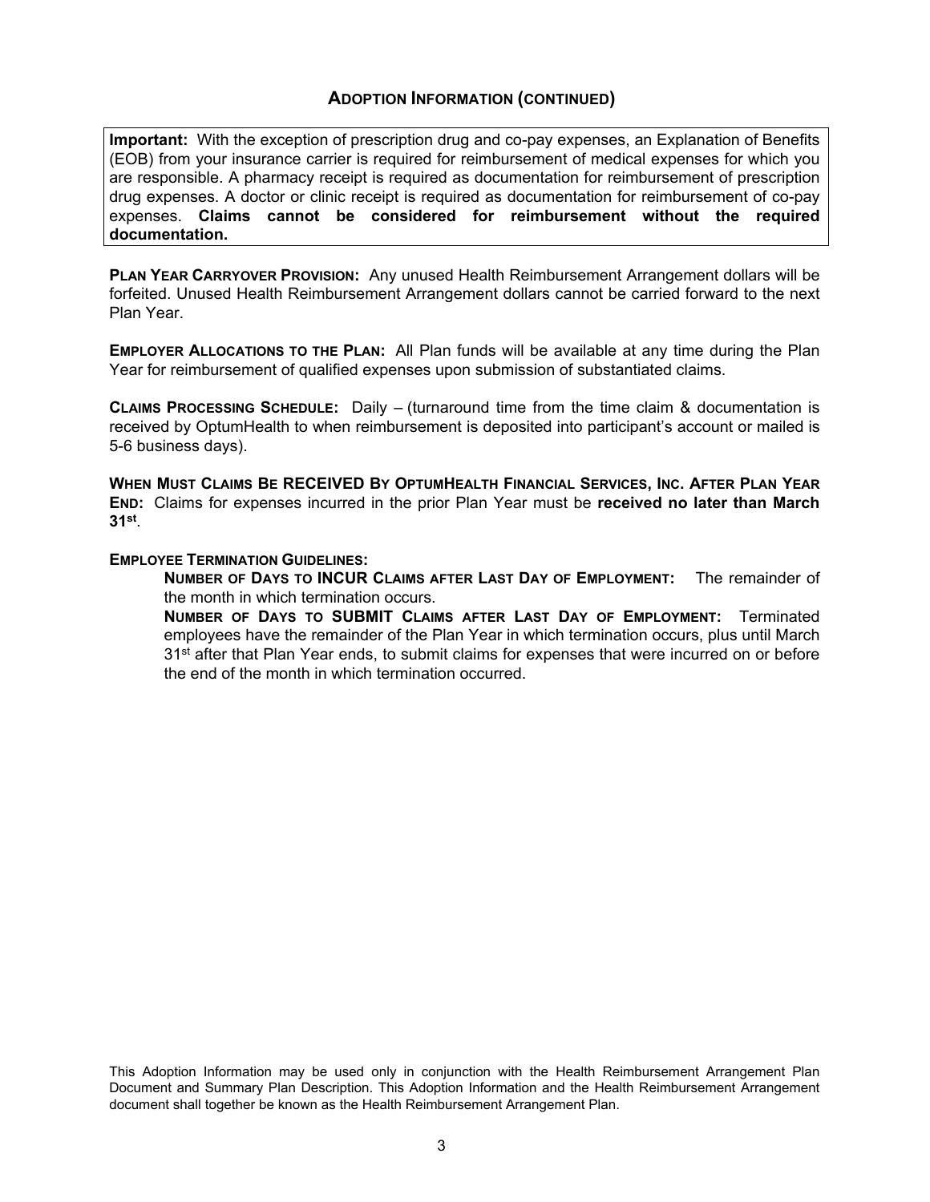## ADOPTION INFORMATION (CONTINUED)

**Important:** With the exception of prescription drug and co-pay expenses, an Explanation of Benefits (EOB) from your insurance carrier is required for reimbursement of medical expenses for which you are responsible. A pharmacy receipt is required as documentation for reimbursement of prescription drug expenses. A doctor or clinic receipt is required as documentation for reimbursement of co-pay expenses. **Claims cannot be considered for reimbursement without the required documentation.**

**PLAN YEAR CARRYOVER PROVISION:** Any unused Health Reimbursement Arrangement dollars will be forfeited. Unused Health Reimbursement Arrangement dollars cannot be carried forward to the next Plan Year.

**EMPLOYER ALLOCATIONS TO THE PLAN:** All Plan funds will be available at any time during the Plan Year for reimbursement of qualified expenses upon submission of substantiated claims.

**CLAIMS PROCESSING SCHEDULE:** Daily – (turnaround time from the time claim & documentation is received by OptumHealth to when reimbursement is deposited into participant's account or mailed is 5-6 business days).

**WHEN MUST CLAIMS BE RECEIVED BY OPTUMHEALTH FINANCIAL SERVICES, INC. AFTER PLAN YEAR END:** Claims for expenses incurred in the prior Plan Year must be **received no later than March 31st**.

**EMPLOYEE TERMINATION GUIDELINES:**

**NUMBER OF DAYS TO INCUR CLAIMS AFTER LAST DAY OF EMPLOYMENT:** The remainder of the month in which termination occurs.

**NUMBER OF DAYS TO SUBMIT CLAIMS AFTER LAST DAY OF EMPLOYMENT:** Terminated employees have the remainder of the Plan Year in which termination occurs, plus until March 31st after that Plan Year ends, to submit claims for expenses that were incurred on or before the end of the month in which termination occurred.

This Adoption Information may be used only in conjunction with the Health Reimbursement Arrangement Plan Document and Summary Plan Description. This Adoption Information and the Health Reimbursement Arrangement document shall together be known as the Health Reimbursement Arrangement Plan.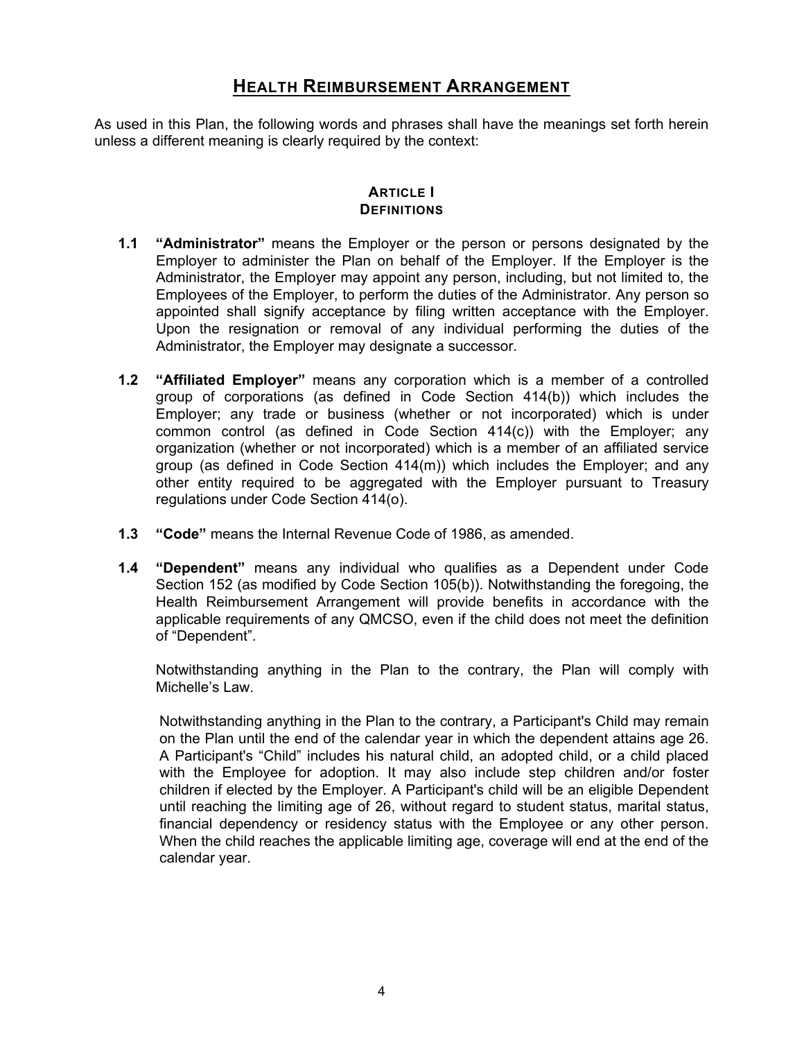# Health Reimbursement Arrangement

As used in this Plan, the following words and phrases shall have the meanings set forth herein unless a different meaning is clearly required by the context:

## Article I
## Definitions

**1.1 "Administrator"** means the Employer or the person or persons designated by the Employer to administer the Plan on behalf of the Employer. If the Employer is the Administrator, the Employer may appoint any person, including, but not limited to, the Employees of the Employer, to perform the duties of the Administrator. Any person so appointed shall signify acceptance by filing written acceptance with the Employer. Upon the resignation or removal of any individual performing the duties of the Administrator, the Employer may designate a successor.

**1.2 "Affiliated Employer"** means any corporation which is a member of a controlled group of corporations (as defined in Code Section 414(b)) which includes the Employer; any trade or business (whether or not incorporated) which is under common control (as defined in Code Section 414(c)) with the Employer; any organization (whether or not incorporated) which is a member of an affiliated service group (as defined in Code Section 414(m)) which includes the Employer; and any other entity required to be aggregated with the Employer pursuant to Treasury regulations under Code Section 414(o).

**1.3 "Code"** means the Internal Revenue Code of 1986, as amended.

**1.4 "Dependent"** means any individual who qualifies as a Dependent under Code Section 152 (as modified by Code Section 105(b)). Notwithstanding the foregoing, the Health Reimbursement Arrangement will provide benefits in accordance with the applicable requirements of any QMCSO, even if the child does not meet the definition of "Dependent".

Notwithstanding anything in the Plan to the contrary, the Plan will comply with Michelle's Law.

Notwithstanding anything in the Plan to the contrary, a Participant's Child may remain on the Plan until the end of the calendar year in which the dependent attains age 26. A Participant's "Child" includes his natural child, an adopted child, or a child placed with the Employee for adoption. It may also include step children and/or foster children if elected by the Employer. A Participant's child will be an eligible Dependent until reaching the limiting age of 26, without regard to student status, marital status, financial dependency or residency status with the Employee or any other person. When the child reaches the applicable limiting age, coverage will end at the end of the calendar year.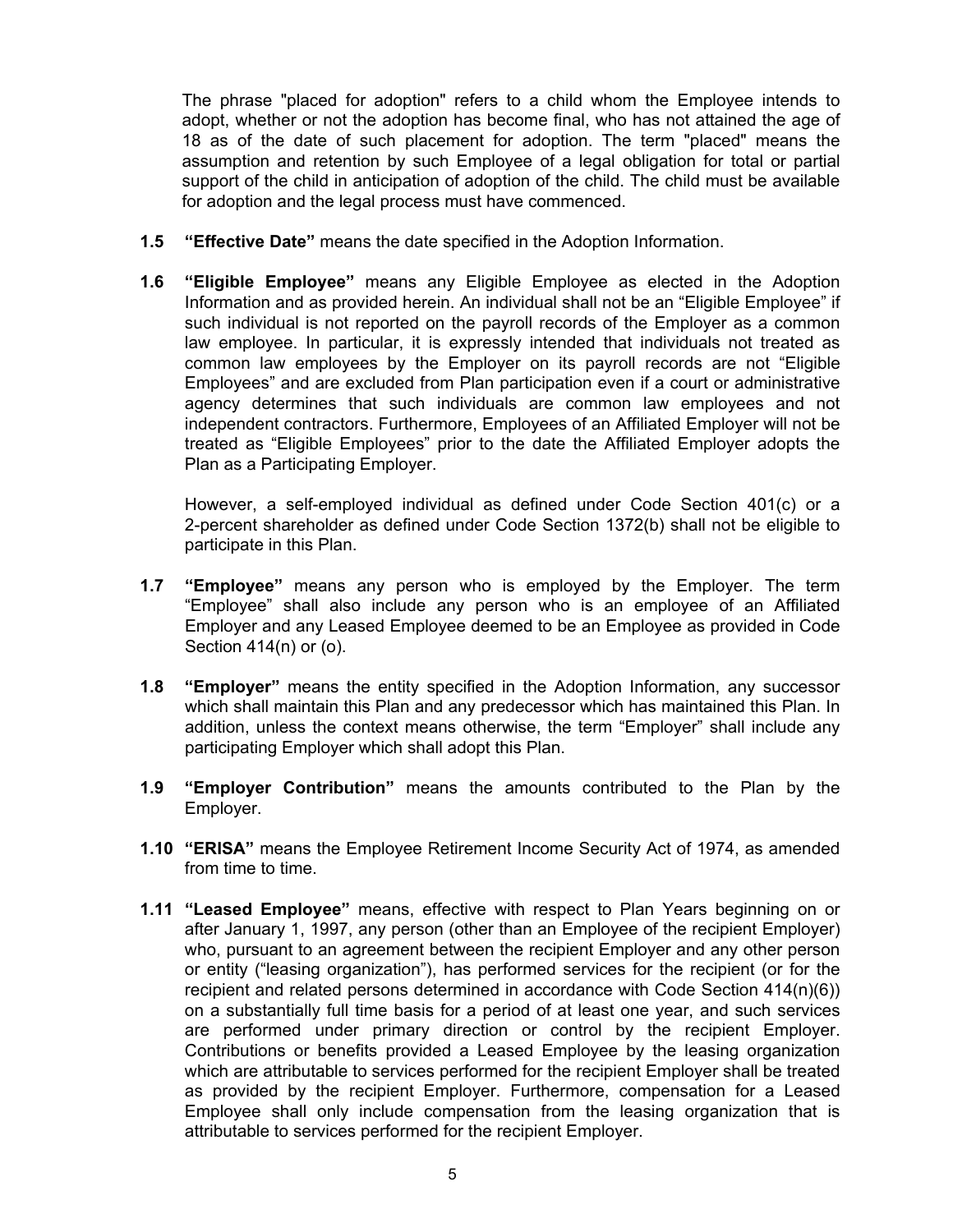The phrase "placed for adoption" refers to a child whom the Employee intends to adopt, whether or not the adoption has become final, who has not attained the age of 18 as of the date of such placement for adoption. The term "placed" means the assumption and retention by such Employee of a legal obligation for total or partial support of the child in anticipation of adoption of the child. The child must be available for adoption and the legal process must have commenced.

**1.5 "Effective Date"** means the date specified in the Adoption Information.

**1.6 "Eligible Employee"** means any Eligible Employee as elected in the Adoption Information and as provided herein. An individual shall not be an "Eligible Employee" if such individual is not reported on the payroll records of the Employer as a common law employee. In particular, it is expressly intended that individuals not treated as common law employees by the Employer on its payroll records are not "Eligible Employees" and are excluded from Plan participation even if a court or administrative agency determines that such individuals are common law employees and not independent contractors. Furthermore, Employees of an Affiliated Employer will not be treated as "Eligible Employees" prior to the date the Affiliated Employer adopts the Plan as a Participating Employer.

However, a self-employed individual as defined under Code Section 401(c) or a 2-percent shareholder as defined under Code Section 1372(b) shall not be eligible to participate in this Plan.

**1.7 "Employee"** means any person who is employed by the Employer. The term "Employee" shall also include any person who is an employee of an Affiliated Employer and any Leased Employee deemed to be an Employee as provided in Code Section 414(n) or (o).

**1.8 "Employer"** means the entity specified in the Adoption Information, any successor which shall maintain this Plan and any predecessor which has maintained this Plan. In addition, unless the context means otherwise, the term "Employer" shall include any participating Employer which shall adopt this Plan.

**1.9 "Employer Contribution"** means the amounts contributed to the Plan by the Employer.

**1.10 "ERISA"** means the Employee Retirement Income Security Act of 1974, as amended from time to time.

**1.11 "Leased Employee"** means, effective with respect to Plan Years beginning on or after January 1, 1997, any person (other than an Employee of the recipient Employer) who, pursuant to an agreement between the recipient Employer and any other person or entity ("leasing organization"), has performed services for the recipient (or for the recipient and related persons determined in accordance with Code Section 414(n)(6)) on a substantially full time basis for a period of at least one year, and such services are performed under primary direction or control by the recipient Employer. Contributions or benefits provided a Leased Employee by the leasing organization which are attributable to services performed for the recipient Employer shall be treated as provided by the recipient Employer. Furthermore, compensation for a Leased Employee shall only include compensation from the leasing organization that is attributable to services performed for the recipient Employer.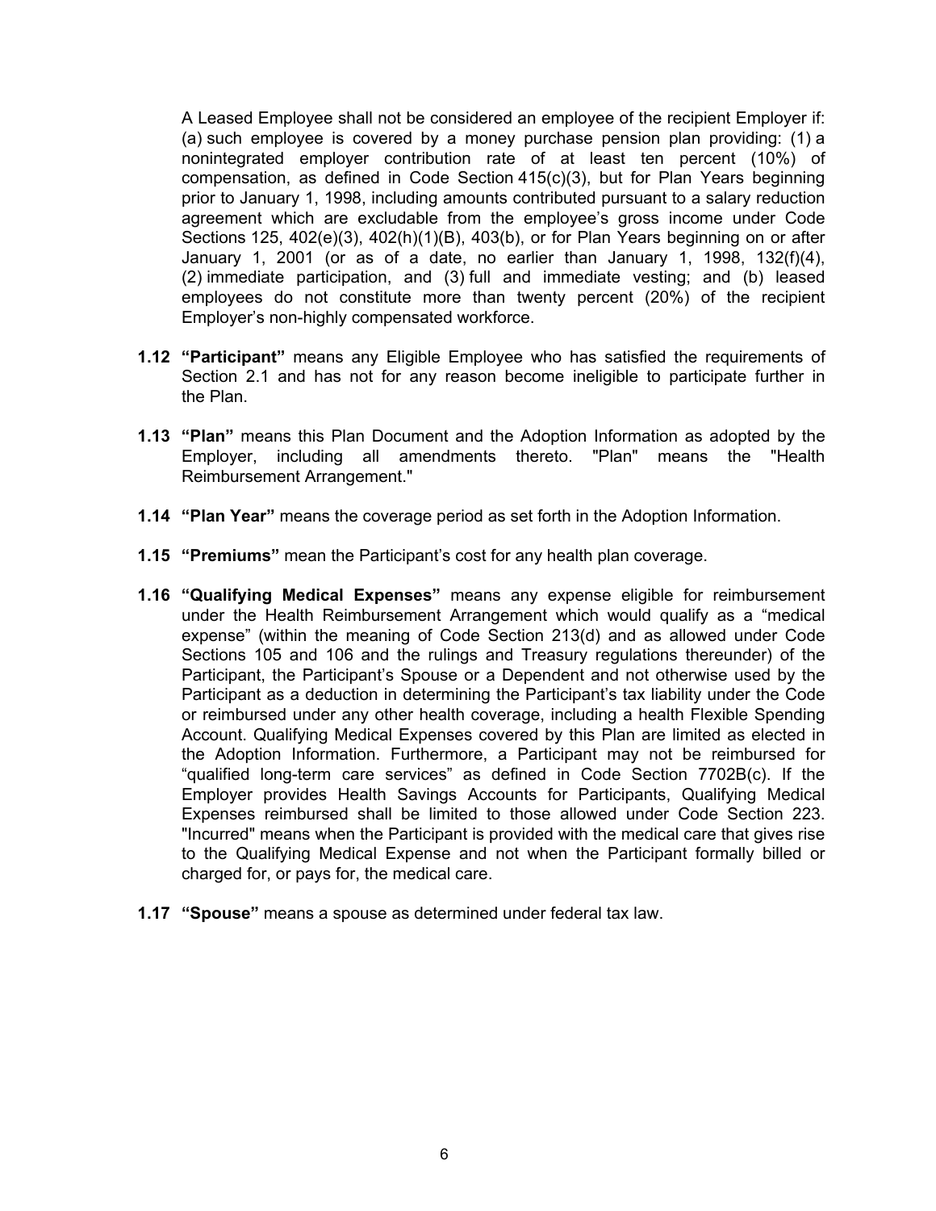A Leased Employee shall not be considered an employee of the recipient Employer if: (a) such employee is covered by a money purchase pension plan providing: (1) a nonintegrated employer contribution rate of at least ten percent (10%) of compensation, as defined in Code Section 415(c)(3), but for Plan Years beginning prior to January 1, 1998, including amounts contributed pursuant to a salary reduction agreement which are excludable from the employee's gross income under Code Sections 125, 402(e)(3), 402(h)(1)(B), 403(b), or for Plan Years beginning on or after January 1, 2001 (or as of a date, no earlier than January 1, 1998, 132(f)(4), (2) immediate participation, and (3) full and immediate vesting; and (b) leased employees do not constitute more than twenty percent (20%) of the recipient Employer's non-highly compensated workforce.

**1.12 "Participant"** means any Eligible Employee who has satisfied the requirements of Section 2.1 and has not for any reason become ineligible to participate further in the Plan.

**1.13 "Plan"** means this Plan Document and the Adoption Information as adopted by the Employer, including all amendments thereto. "Plan" means the "Health Reimbursement Arrangement."

**1.14 "Plan Year"** means the coverage period as set forth in the Adoption Information.

**1.15 "Premiums"** mean the Participant's cost for any health plan coverage.

**1.16 "Qualifying Medical Expenses"** means any expense eligible for reimbursement under the Health Reimbursement Arrangement which would qualify as a "medical expense" (within the meaning of Code Section 213(d) and as allowed under Code Sections 105 and 106 and the rulings and Treasury regulations thereunder) of the Participant, the Participant's Spouse or a Dependent and not otherwise used by the Participant as a deduction in determining the Participant's tax liability under the Code or reimbursed under any other health coverage, including a health Flexible Spending Account. Qualifying Medical Expenses covered by this Plan are limited as elected in the Adoption Information. Furthermore, a Participant may not be reimbursed for "qualified long-term care services" as defined in Code Section 7702B(c). If the Employer provides Health Savings Accounts for Participants, Qualifying Medical Expenses reimbursed shall be limited to those allowed under Code Section 223. "Incurred" means when the Participant is provided with the medical care that gives rise to the Qualifying Medical Expense and not when the Participant formally billed or charged for, or pays for, the medical care.

**1.17 "Spouse"** means a spouse as determined under federal tax law.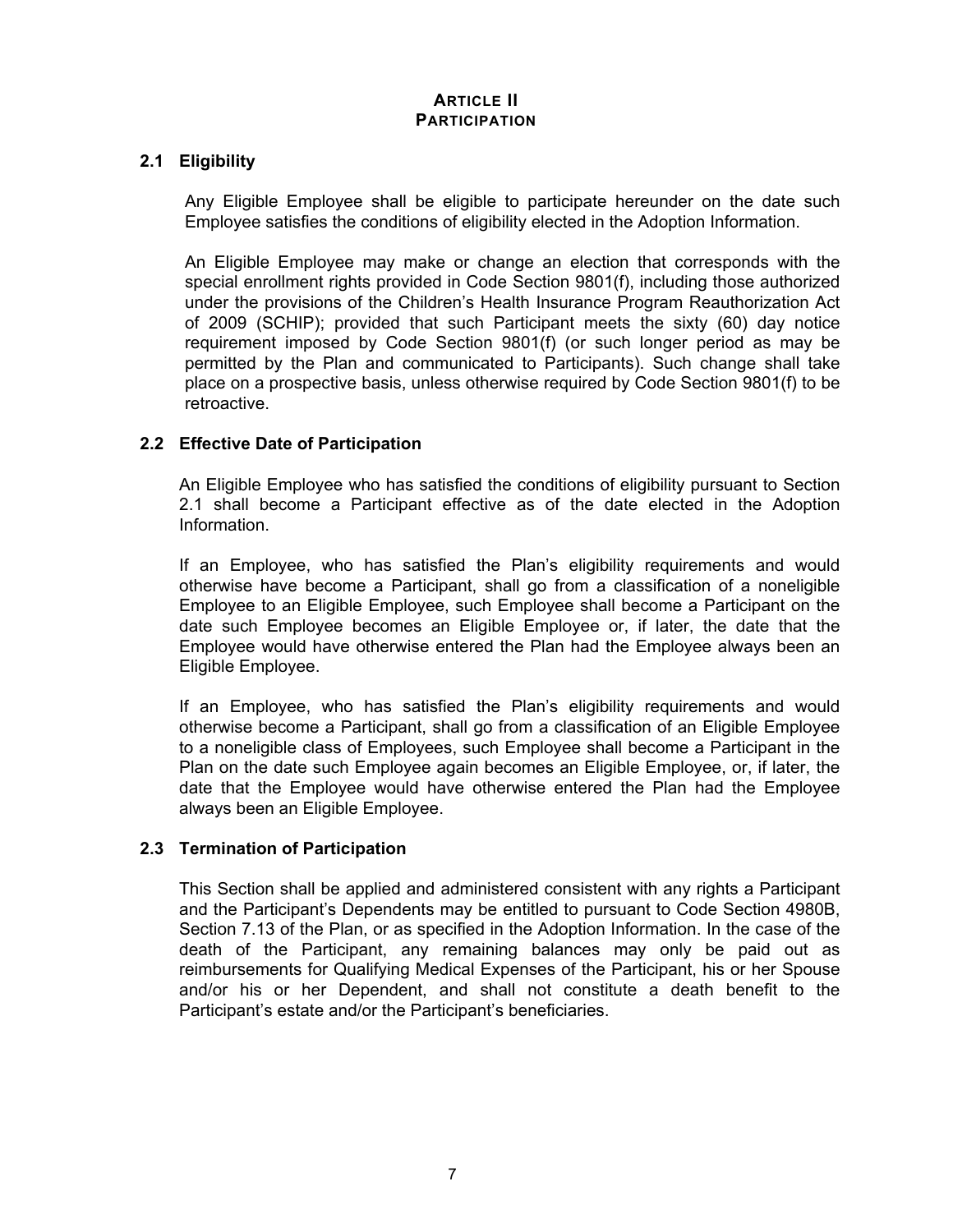# ARTICLE II
# PARTICIPATION

## 2.1 Eligibility

Any Eligible Employee shall be eligible to participate hereunder on the date such Employee satisfies the conditions of eligibility elected in the Adoption Information.

An Eligible Employee may make or change an election that corresponds with the special enrollment rights provided in Code Section 9801(f), including those authorized under the provisions of the Children's Health Insurance Program Reauthorization Act of 2009 (SCHIP); provided that such Participant meets the sixty (60) day notice requirement imposed by Code Section 9801(f) (or such longer period as may be permitted by the Plan and communicated to Participants). Such change shall take place on a prospective basis, unless otherwise required by Code Section 9801(f) to be retroactive.

## 2.2 Effective Date of Participation

An Eligible Employee who has satisfied the conditions of eligibility pursuant to Section 2.1 shall become a Participant effective as of the date elected in the Adoption Information.

If an Employee, who has satisfied the Plan's eligibility requirements and would otherwise have become a Participant, shall go from a classification of a noneligible Employee to an Eligible Employee, such Employee shall become a Participant on the date such Employee becomes an Eligible Employee or, if later, the date that the Employee would have otherwise entered the Plan had the Employee always been an Eligible Employee.

If an Employee, who has satisfied the Plan's eligibility requirements and would otherwise become a Participant, shall go from a classification of an Eligible Employee to a noneligible class of Employees, such Employee shall become a Participant in the Plan on the date such Employee again becomes an Eligible Employee, or, if later, the date that the Employee would have otherwise entered the Plan had the Employee always been an Eligible Employee.

## 2.3 Termination of Participation

This Section shall be applied and administered consistent with any rights a Participant and the Participant's Dependents may be entitled to pursuant to Code Section 4980B, Section 7.13 of the Plan, or as specified in the Adoption Information. In the case of the death of the Participant, any remaining balances may only be paid out as reimbursements for Qualifying Medical Expenses of the Participant, his or her Spouse and/or his or her Dependent, and shall not constitute a death benefit to the Participant's estate and/or the Participant's beneficiaries.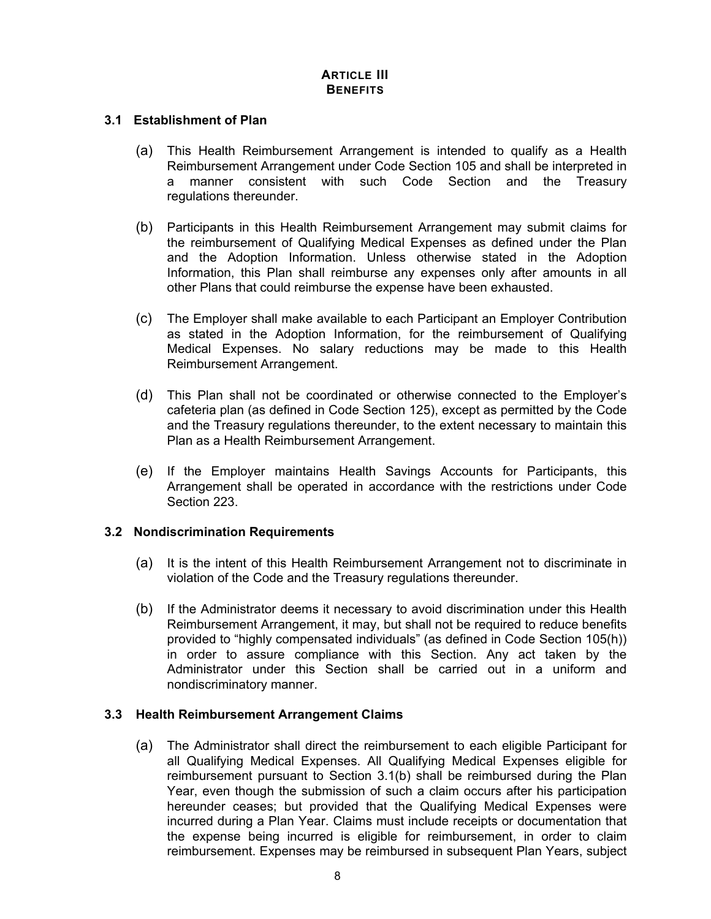## ARTICLE III
## BENEFITS

### 3.1 Establishment of Plan

(a) This Health Reimbursement Arrangement is intended to qualify as a Health Reimbursement Arrangement under Code Section 105 and shall be interpreted in a manner consistent with such Code Section and the Treasury regulations thereunder.

(b) Participants in this Health Reimbursement Arrangement may submit claims for the reimbursement of Qualifying Medical Expenses as defined under the Plan and the Adoption Information. Unless otherwise stated in the Adoption Information, this Plan shall reimburse any expenses only after amounts in all other Plans that could reimburse the expense have been exhausted.

(c) The Employer shall make available to each Participant an Employer Contribution as stated in the Adoption Information, for the reimbursement of Qualifying Medical Expenses. No salary reductions may be made to this Health Reimbursement Arrangement.

(d) This Plan shall not be coordinated or otherwise connected to the Employer's cafeteria plan (as defined in Code Section 125), except as permitted by the Code and the Treasury regulations thereunder, to the extent necessary to maintain this Plan as a Health Reimbursement Arrangement.

(e) If the Employer maintains Health Savings Accounts for Participants, this Arrangement shall be operated in accordance with the restrictions under Code Section 223.

### 3.2 Nondiscrimination Requirements

(a) It is the intent of this Health Reimbursement Arrangement not to discriminate in violation of the Code and the Treasury regulations thereunder.

(b) If the Administrator deems it necessary to avoid discrimination under this Health Reimbursement Arrangement, it may, but shall not be required to reduce benefits provided to "highly compensated individuals" (as defined in Code Section 105(h)) in order to assure compliance with this Section. Any act taken by the Administrator under this Section shall be carried out in a uniform and nondiscriminatory manner.

### 3.3 Health Reimbursement Arrangement Claims

(a) The Administrator shall direct the reimbursement to each eligible Participant for all Qualifying Medical Expenses. All Qualifying Medical Expenses eligible for reimbursement pursuant to Section 3.1(b) shall be reimbursed during the Plan Year, even though the submission of such a claim occurs after his participation hereunder ceases; but provided that the Qualifying Medical Expenses were incurred during a Plan Year. Claims must include receipts or documentation that the expense being incurred is eligible for reimbursement, in order to claim reimbursement. Expenses may be reimbursed in subsequent Plan Years, subject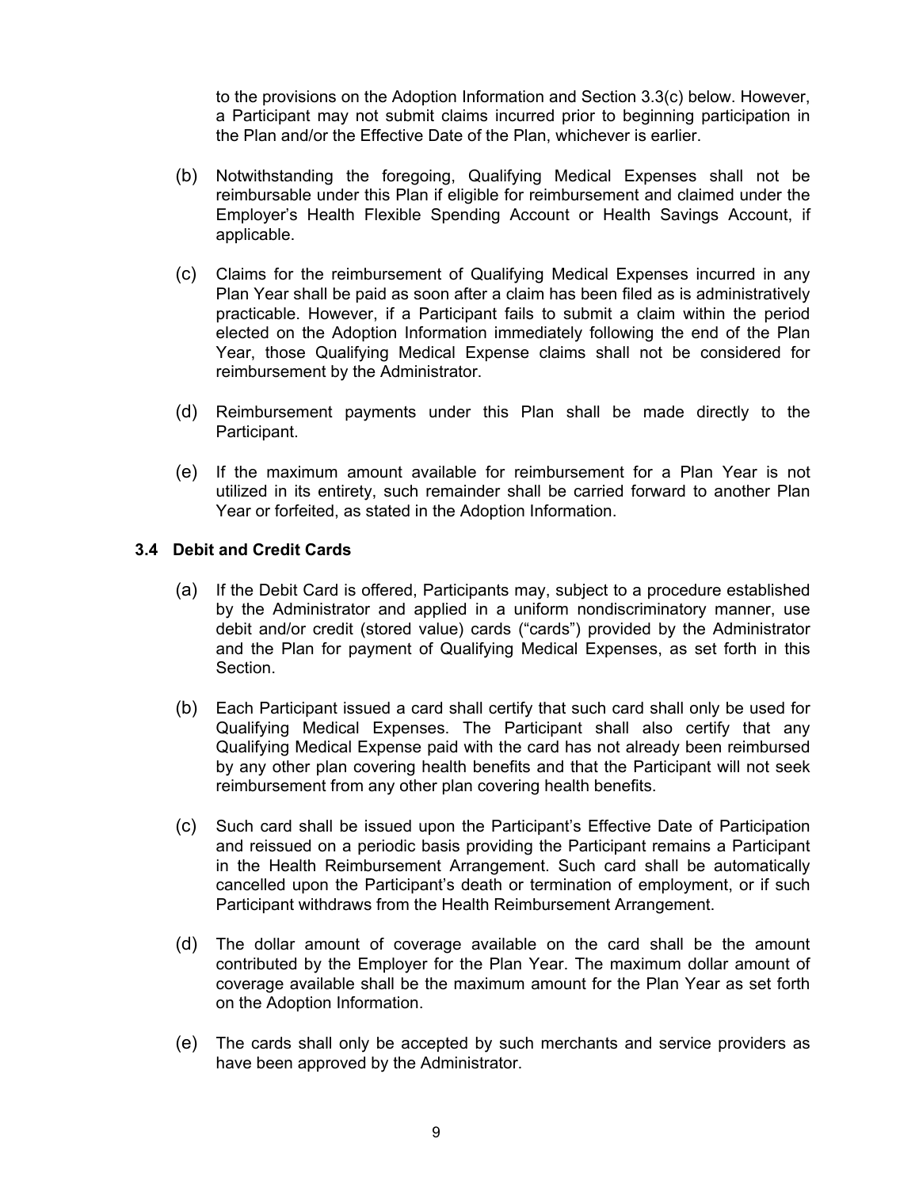to the provisions on the Adoption Information and Section 3.3(c) below. However, a Participant may not submit claims incurred prior to beginning participation in the Plan and/or the Effective Date of the Plan, whichever is earlier.

(b) Notwithstanding the foregoing, Qualifying Medical Expenses shall not be reimbursable under this Plan if eligible for reimbursement and claimed under the Employer's Health Flexible Spending Account or Health Savings Account, if applicable.

(c) Claims for the reimbursement of Qualifying Medical Expenses incurred in any Plan Year shall be paid as soon after a claim has been filed as is administratively practicable. However, if a Participant fails to submit a claim within the period elected on the Adoption Information immediately following the end of the Plan Year, those Qualifying Medical Expense claims shall not be considered for reimbursement by the Administrator.

(d) Reimbursement payments under this Plan shall be made directly to the Participant.

(e) If the maximum amount available for reimbursement for a Plan Year is not utilized in its entirety, such remainder shall be carried forward to another Plan Year or forfeited, as stated in the Adoption Information.

### 3.4 Debit and Credit Cards

(a) If the Debit Card is offered, Participants may, subject to a procedure established by the Administrator and applied in a uniform nondiscriminatory manner, use debit and/or credit (stored value) cards ("cards") provided by the Administrator and the Plan for payment of Qualifying Medical Expenses, as set forth in this Section.

(b) Each Participant issued a card shall certify that such card shall only be used for Qualifying Medical Expenses. The Participant shall also certify that any Qualifying Medical Expense paid with the card has not already been reimbursed by any other plan covering health benefits and that the Participant will not seek reimbursement from any other plan covering health benefits.

(c) Such card shall be issued upon the Participant's Effective Date of Participation and reissued on a periodic basis providing the Participant remains a Participant in the Health Reimbursement Arrangement. Such card shall be automatically cancelled upon the Participant's death or termination of employment, or if such Participant withdraws from the Health Reimbursement Arrangement.

(d) The dollar amount of coverage available on the card shall be the amount contributed by the Employer for the Plan Year. The maximum dollar amount of coverage available shall be the maximum amount for the Plan Year as set forth on the Adoption Information.

(e) The cards shall only be accepted by such merchants and service providers as have been approved by the Administrator.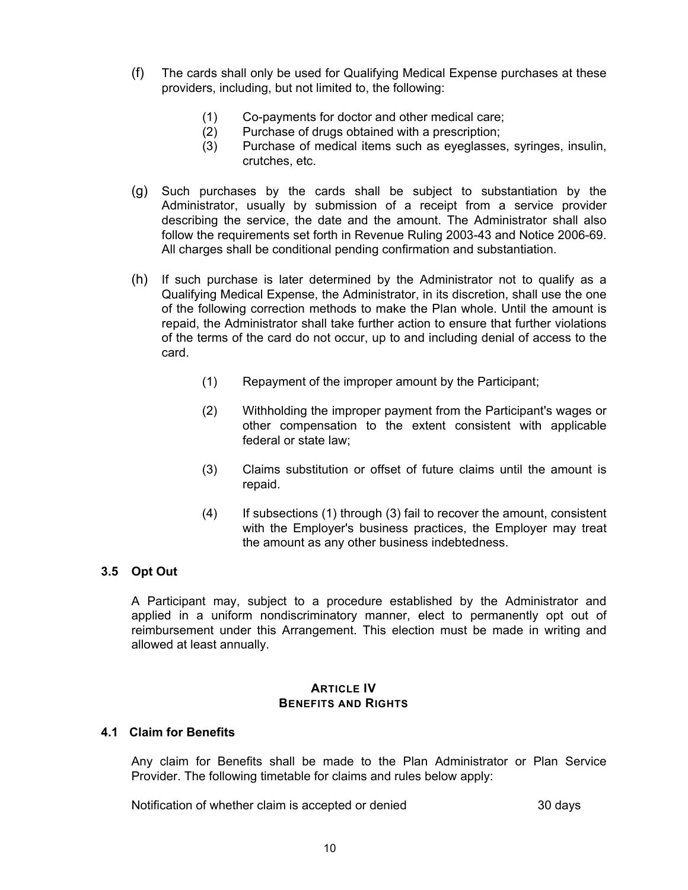(f) The cards shall only be used for Qualifying Medical Expense purchases at these providers, including, but not limited to, the following:

   (1) Co-payments for doctor and other medical care;
   (2) Purchase of drugs obtained with a prescription;
   (3) Purchase of medical items such as eyeglasses, syringes, insulin, crutches, etc.

(g) Such purchases by the cards shall be subject to substantiation by the Administrator, usually by submission of a receipt from a service provider describing the service, the date and the amount. The Administrator shall also follow the requirements set forth in Revenue Ruling 2003-43 and Notice 2006-69. All charges shall be conditional pending confirmation and substantiation.

(h) If such purchase is later determined by the Administrator not to qualify as a Qualifying Medical Expense, the Administrator, in its discretion, shall use the one of the following correction methods to make the Plan whole. Until the amount is repaid, the Administrator shall take further action to ensure that further violations of the terms of the card do not occur, up to and including denial of access to the card.

   (1) Repayment of the improper amount by the Participant;

   (2) Withholding the improper payment from the Participant's wages or other compensation to the extent consistent with applicable federal or state law;

   (3) Claims substitution or offset of future claims until the amount is repaid.

   (4) If subsections (1) through (3) fail to recover the amount, consistent with the Employer's business practices, the Employer may treat the amount as any other business indebtedness.

### 3.5 Opt Out

A Participant may, subject to a procedure established by the Administrator and applied in a uniform nondiscriminatory manner, elect to permanently opt out of reimbursement under this Arrangement. This election must be made in writing and allowed at least annually.

## ARTICLE IV
## BENEFITS AND RIGHTS

### 4.1 Claim for Benefits

Any claim for Benefits shall be made to the Plan Administrator or Plan Service Provider. The following timetable for claims and rules below apply:

| | |
|---|---|
| Notification of whether claim is accepted or denied | 30 days |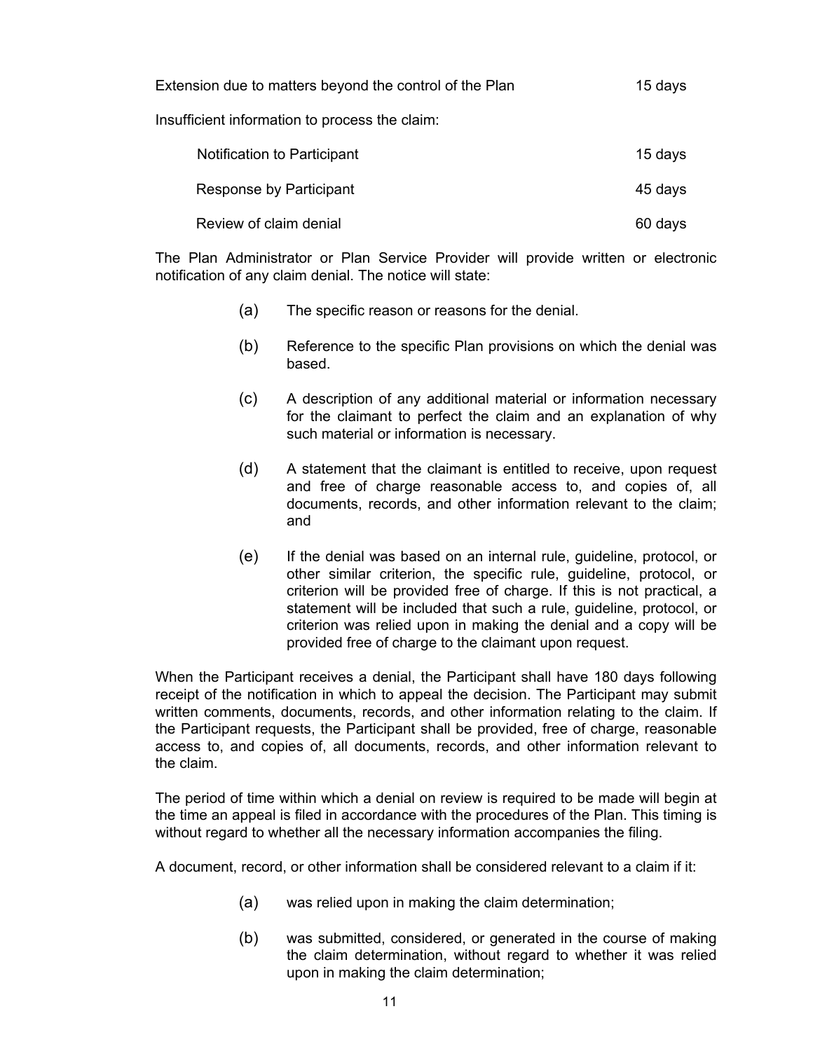| | |
|---|---|
| Extension due to matters beyond the control of the Plan | 15 days |
| Insufficient information to process the claim: | |
| Notification to Participant | 15 days |
| Response by Participant | 45 days |
| Review of claim denial | 60 days |

The Plan Administrator or Plan Service Provider will provide written or electronic notification of any claim denial. The notice will state:

(a) The specific reason or reasons for the denial.

(b) Reference to the specific Plan provisions on which the denial was based.

(c) A description of any additional material or information necessary for the claimant to perfect the claim and an explanation of why such material or information is necessary.

(d) A statement that the claimant is entitled to receive, upon request and free of charge reasonable access to, and copies of, all documents, records, and other information relevant to the claim; and

(e) If the denial was based on an internal rule, guideline, protocol, or other similar criterion, the specific rule, guideline, protocol, or criterion will be provided free of charge. If this is not practical, a statement will be included that such a rule, guideline, protocol, or criterion was relied upon in making the denial and a copy will be provided free of charge to the claimant upon request.

When the Participant receives a denial, the Participant shall have 180 days following receipt of the notification in which to appeal the decision. The Participant may submit written comments, documents, records, and other information relating to the claim. If the Participant requests, the Participant shall be provided, free of charge, reasonable access to, and copies of, all documents, records, and other information relevant to the claim.

The period of time within which a denial on review is required to be made will begin at the time an appeal is filed in accordance with the procedures of the Plan. This timing is without regard to whether all the necessary information accompanies the filing.

A document, record, or other information shall be considered relevant to a claim if it:

(a) was relied upon in making the claim determination;

(b) was submitted, considered, or generated in the course of making the claim determination, without regard to whether it was relied upon in making the claim determination;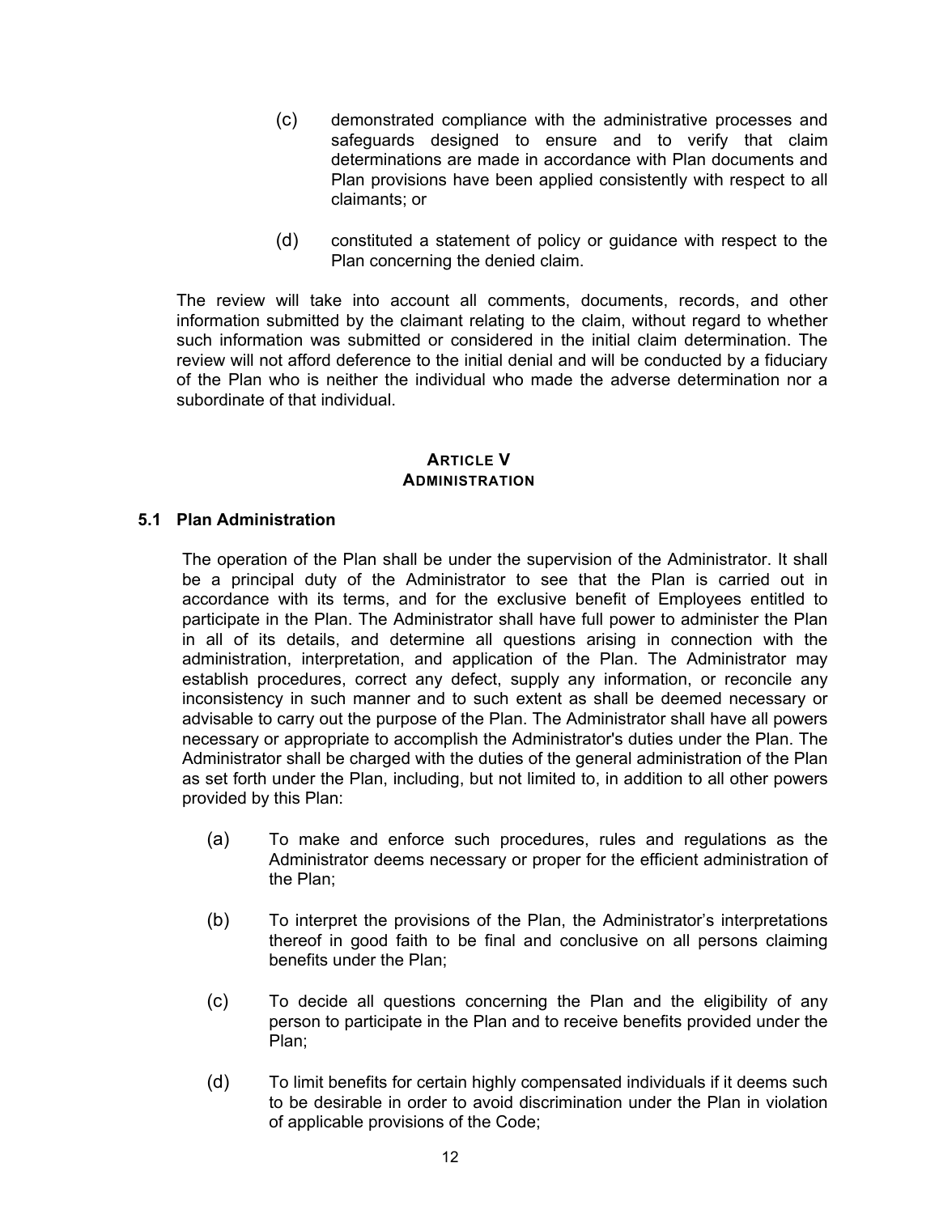(c) demonstrated compliance with the administrative processes and safeguards designed to ensure and to verify that claim determinations are made in accordance with Plan documents and Plan provisions have been applied consistently with respect to all claimants; or

(d) constituted a statement of policy or guidance with respect to the Plan concerning the denied claim.

The review will take into account all comments, documents, records, and other information submitted by the claimant relating to the claim, without regard to whether such information was submitted or considered in the initial claim determination. The review will not afford deference to the initial denial and will be conducted by a fiduciary of the Plan who is neither the individual who made the adverse determination nor a subordinate of that individual.

## ARTICLE V
## ADMINISTRATION

### 5.1 Plan Administration

The operation of the Plan shall be under the supervision of the Administrator. It shall be a principal duty of the Administrator to see that the Plan is carried out in accordance with its terms, and for the exclusive benefit of Employees entitled to participate in the Plan. The Administrator shall have full power to administer the Plan in all of its details, and determine all questions arising in connection with the administration, interpretation, and application of the Plan. The Administrator may establish procedures, correct any defect, supply any information, or reconcile any inconsistency in such manner and to such extent as shall be deemed necessary or advisable to carry out the purpose of the Plan. The Administrator shall have all powers necessary or appropriate to accomplish the Administrator's duties under the Plan. The Administrator shall be charged with the duties of the general administration of the Plan as set forth under the Plan, including, but not limited to, in addition to all other powers provided by this Plan:

(a) To make and enforce such procedures, rules and regulations as the Administrator deems necessary or proper for the efficient administration of the Plan;

(b) To interpret the provisions of the Plan, the Administrator's interpretations thereof in good faith to be final and conclusive on all persons claiming benefits under the Plan;

(c) To decide all questions concerning the Plan and the eligibility of any person to participate in the Plan and to receive benefits provided under the Plan;

(d) To limit benefits for certain highly compensated individuals if it deems such to be desirable in order to avoid discrimination under the Plan in violation of applicable provisions of the Code;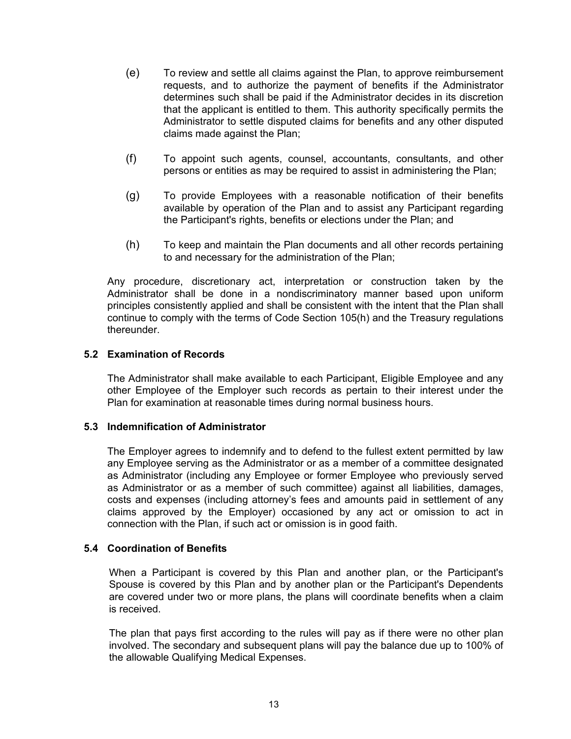(e) To review and settle all claims against the Plan, to approve reimbursement requests, and to authorize the payment of benefits if the Administrator determines such shall be paid if the Administrator decides in its discretion that the applicant is entitled to them. This authority specifically permits the Administrator to settle disputed claims for benefits and any other disputed claims made against the Plan;

(f) To appoint such agents, counsel, accountants, consultants, and other persons or entities as may be required to assist in administering the Plan;

(g) To provide Employees with a reasonable notification of their benefits available by operation of the Plan and to assist any Participant regarding the Participant's rights, benefits or elections under the Plan; and

(h) To keep and maintain the Plan documents and all other records pertaining to and necessary for the administration of the Plan;

Any procedure, discretionary act, interpretation or construction taken by the Administrator shall be done in a nondiscriminatory manner based upon uniform principles consistently applied and shall be consistent with the intent that the Plan shall continue to comply with the terms of Code Section 105(h) and the Treasury regulations thereunder.

### 5.2 Examination of Records

The Administrator shall make available to each Participant, Eligible Employee and any other Employee of the Employer such records as pertain to their interest under the Plan for examination at reasonable times during normal business hours.

### 5.3 Indemnification of Administrator

The Employer agrees to indemnify and to defend to the fullest extent permitted by law any Employee serving as the Administrator or as a member of a committee designated as Administrator (including any Employee or former Employee who previously served as Administrator or as a member of such committee) against all liabilities, damages, costs and expenses (including attorney's fees and amounts paid in settlement of any claims approved by the Employer) occasioned by any act or omission to act in connection with the Plan, if such act or omission is in good faith.

### 5.4 Coordination of Benefits

When a Participant is covered by this Plan and another plan, or the Participant's Spouse is covered by this Plan and by another plan or the Participant's Dependents are covered under two or more plans, the plans will coordinate benefits when a claim is received.

The plan that pays first according to the rules will pay as if there were no other plan involved. The secondary and subsequent plans will pay the balance due up to 100% of the allowable Qualifying Medical Expenses.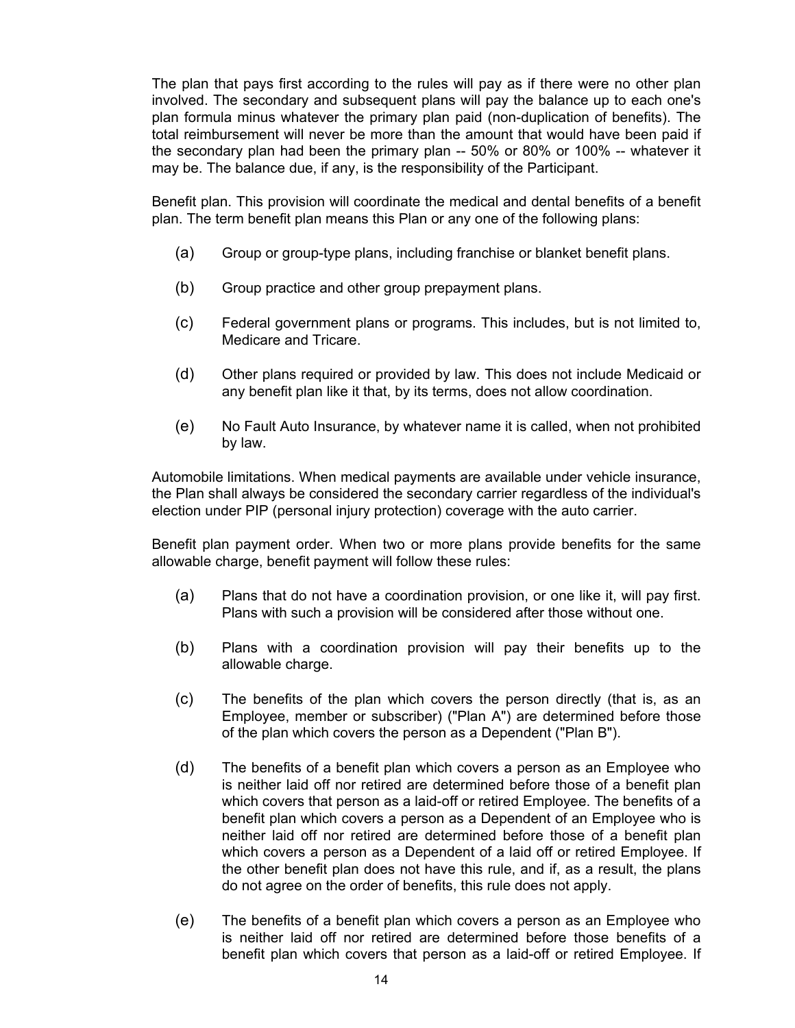The plan that pays first according to the rules will pay as if there were no other plan involved. The secondary and subsequent plans will pay the balance up to each one's plan formula minus whatever the primary plan paid (non-duplication of benefits). The total reimbursement will never be more than the amount that would have been paid if the secondary plan had been the primary plan -- 50% or 80% or 100% -- whatever it may be. The balance due, if any, is the responsibility of the Participant.

Benefit plan. This provision will coordinate the medical and dental benefits of a benefit plan. The term benefit plan means this Plan or any one of the following plans:

(a) Group or group-type plans, including franchise or blanket benefit plans.

(b) Group practice and other group prepayment plans.

(c) Federal government plans or programs. This includes, but is not limited to, Medicare and Tricare.

(d) Other plans required or provided by law. This does not include Medicaid or any benefit plan like it that, by its terms, does not allow coordination.

(e) No Fault Auto Insurance, by whatever name it is called, when not prohibited by law.

Automobile limitations. When medical payments are available under vehicle insurance, the Plan shall always be considered the secondary carrier regardless of the individual's election under PIP (personal injury protection) coverage with the auto carrier.

Benefit plan payment order. When two or more plans provide benefits for the same allowable charge, benefit payment will follow these rules:

(a) Plans that do not have a coordination provision, or one like it, will pay first. Plans with such a provision will be considered after those without one.

(b) Plans with a coordination provision will pay their benefits up to the allowable charge.

(c) The benefits of the plan which covers the person directly (that is, as an Employee, member or subscriber) ("Plan A") are determined before those of the plan which covers the person as a Dependent ("Plan B").

(d) The benefits of a benefit plan which covers a person as an Employee who is neither laid off nor retired are determined before those of a benefit plan which covers that person as a laid-off or retired Employee. The benefits of a benefit plan which covers a person as a Dependent of an Employee who is neither laid off nor retired are determined before those of a benefit plan which covers a person as a Dependent of a laid off or retired Employee. If the other benefit plan does not have this rule, and if, as a result, the plans do not agree on the order of benefits, this rule does not apply.

(e) The benefits of a benefit plan which covers a person as an Employee who is neither laid off nor retired are determined before those benefits of a benefit plan which covers that person as a laid-off or retired Employee. If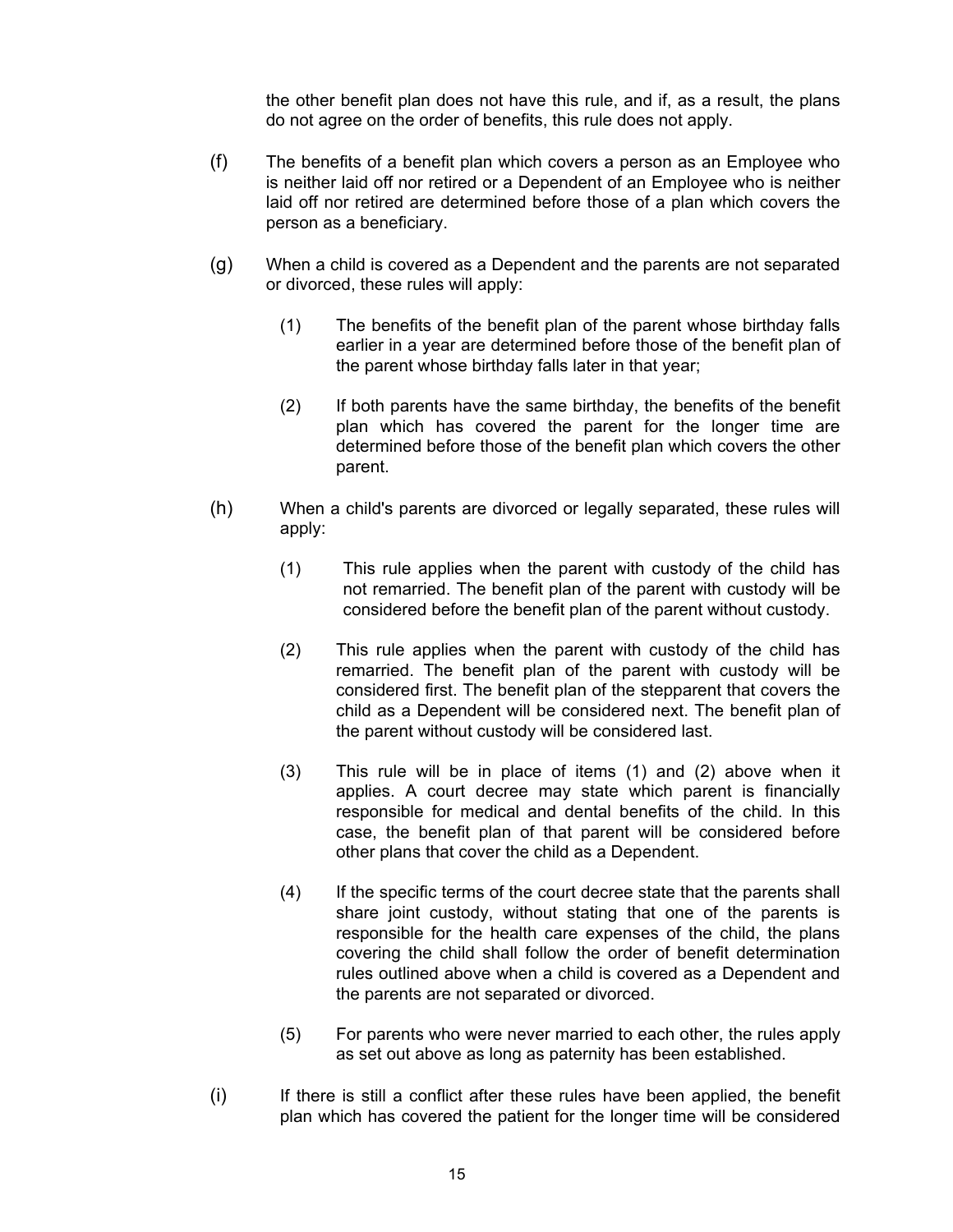the other benefit plan does not have this rule, and if, as a result, the plans do not agree on the order of benefits, this rule does not apply.

(f) The benefits of a benefit plan which covers a person as an Employee who is neither laid off nor retired or a Dependent of an Employee who is neither laid off nor retired are determined before those of a plan which covers the person as a beneficiary.

(g) When a child is covered as a Dependent and the parents are not separated or divorced, these rules will apply:

  (1) The benefits of the benefit plan of the parent whose birthday falls earlier in a year are determined before those of the benefit plan of the parent whose birthday falls later in that year;

  (2) If both parents have the same birthday, the benefits of the benefit plan which has covered the parent for the longer time are determined before those of the benefit plan which covers the other parent.

(h) When a child's parents are divorced or legally separated, these rules will apply:

  (1) This rule applies when the parent with custody of the child has not remarried. The benefit plan of the parent with custody will be considered before the benefit plan of the parent without custody.

  (2) This rule applies when the parent with custody of the child has remarried. The benefit plan of the parent with custody will be considered first. The benefit plan of the stepparent that covers the child as a Dependent will be considered next. The benefit plan of the parent without custody will be considered last.

  (3) This rule will be in place of items (1) and (2) above when it applies. A court decree may state which parent is financially responsible for medical and dental benefits of the child. In this case, the benefit plan of that parent will be considered before other plans that cover the child as a Dependent.

  (4) If the specific terms of the court decree state that the parents shall share joint custody, without stating that one of the parents is responsible for the health care expenses of the child, the plans covering the child shall follow the order of benefit determination rules outlined above when a child is covered as a Dependent and the parents are not separated or divorced.

  (5) For parents who were never married to each other, the rules apply as set out above as long as paternity has been established.

(i) If there is still a conflict after these rules have been applied, the benefit plan which has covered the patient for the longer time will be considered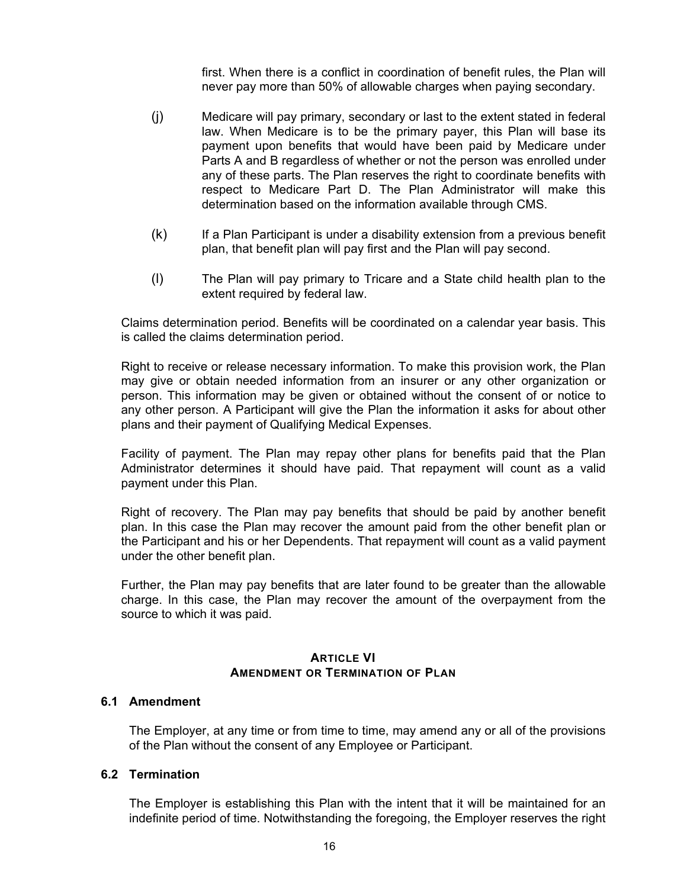first. When there is a conflict in coordination of benefit rules, the Plan will never pay more than 50% of allowable charges when paying secondary.

(j) Medicare will pay primary, secondary or last to the extent stated in federal law. When Medicare is to be the primary payer, this Plan will base its payment upon benefits that would have been paid by Medicare under Parts A and B regardless of whether or not the person was enrolled under any of these parts. The Plan reserves the right to coordinate benefits with respect to Medicare Part D. The Plan Administrator will make this determination based on the information available through CMS.

(k) If a Plan Participant is under a disability extension from a previous benefit plan, that benefit plan will pay first and the Plan will pay second.

(l) The Plan will pay primary to Tricare and a State child health plan to the extent required by federal law.

Claims determination period. Benefits will be coordinated on a calendar year basis. This is called the claims determination period.

Right to receive or release necessary information. To make this provision work, the Plan may give or obtain needed information from an insurer or any other organization or person. This information may be given or obtained without the consent of or notice to any other person. A Participant will give the Plan the information it asks for about other plans and their payment of Qualifying Medical Expenses.

Facility of payment. The Plan may repay other plans for benefits paid that the Plan Administrator determines it should have paid. That repayment will count as a valid payment under this Plan.

Right of recovery. The Plan may pay benefits that should be paid by another benefit plan. In this case the Plan may recover the amount paid from the other benefit plan or the Participant and his or her Dependents. That repayment will count as a valid payment under the other benefit plan.

Further, the Plan may pay benefits that are later found to be greater than the allowable charge. In this case, the Plan may recover the amount of the overpayment from the source to which it was paid.

## ARTICLE VI
## AMENDMENT OR TERMINATION OF PLAN

### 6.1 Amendment

The Employer, at any time or from time to time, may amend any or all of the provisions of the Plan without the consent of any Employee or Participant.

### 6.2 Termination

The Employer is establishing this Plan with the intent that it will be maintained for an indefinite period of time. Notwithstanding the foregoing, the Employer reserves the right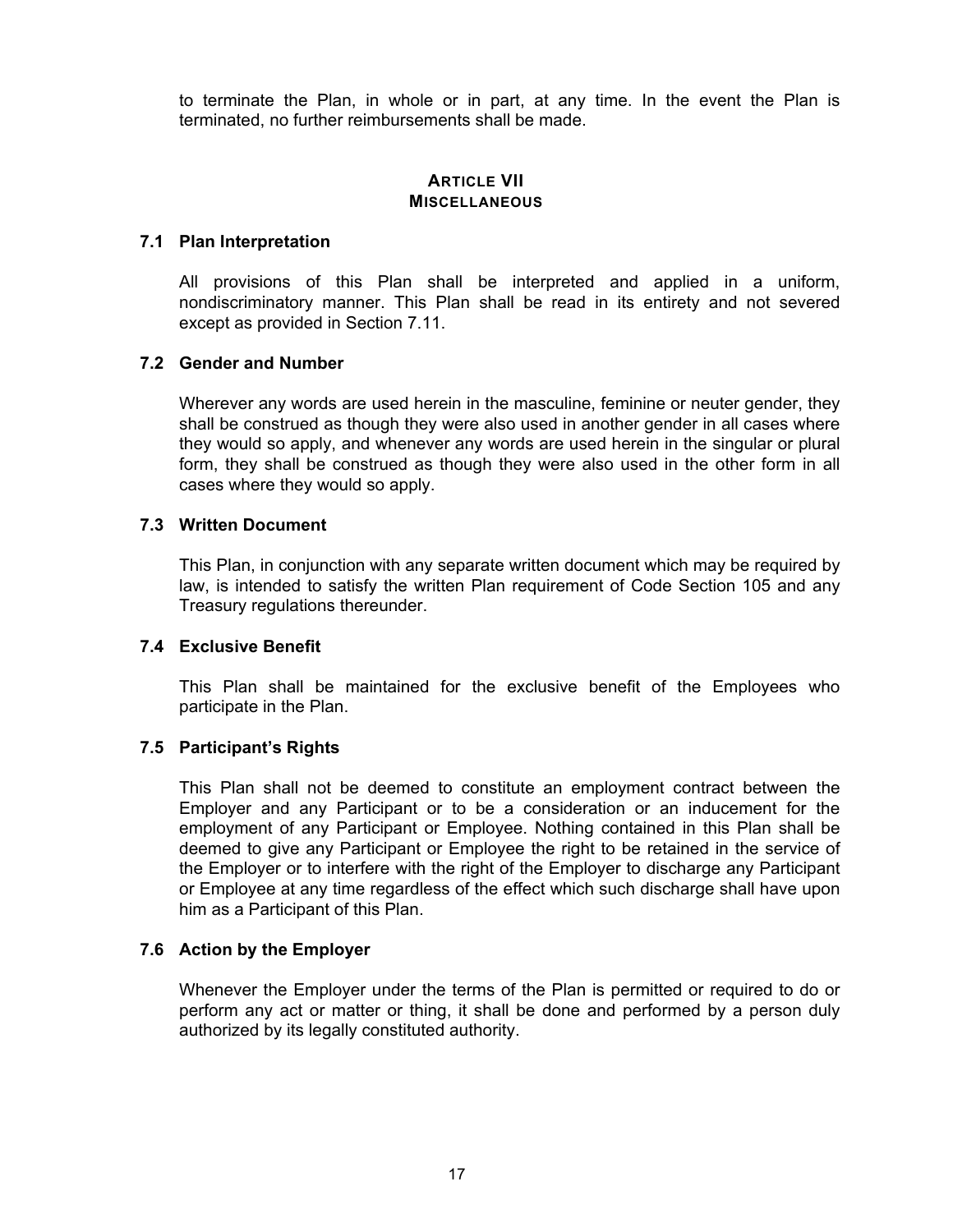to terminate the Plan, in whole or in part, at any time. In the event the Plan is terminated, no further reimbursements shall be made.

## ARTICLE VII
## MISCELLANEOUS

### 7.1 Plan Interpretation

All provisions of this Plan shall be interpreted and applied in a uniform, nondiscriminatory manner. This Plan shall be read in its entirety and not severed except as provided in Section 7.11.

### 7.2 Gender and Number

Wherever any words are used herein in the masculine, feminine or neuter gender, they shall be construed as though they were also used in another gender in all cases where they would so apply, and whenever any words are used herein in the singular or plural form, they shall be construed as though they were also used in the other form in all cases where they would so apply.

### 7.3 Written Document

This Plan, in conjunction with any separate written document which may be required by law, is intended to satisfy the written Plan requirement of Code Section 105 and any Treasury regulations thereunder.

### 7.4 Exclusive Benefit

This Plan shall be maintained for the exclusive benefit of the Employees who participate in the Plan.

### 7.5 Participant's Rights

This Plan shall not be deemed to constitute an employment contract between the Employer and any Participant or to be a consideration or an inducement for the employment of any Participant or Employee. Nothing contained in this Plan shall be deemed to give any Participant or Employee the right to be retained in the service of the Employer or to interfere with the right of the Employer to discharge any Participant or Employee at any time regardless of the effect which such discharge shall have upon him as a Participant of this Plan.

### 7.6 Action by the Employer

Whenever the Employer under the terms of the Plan is permitted or required to do or perform any act or matter or thing, it shall be done and performed by a person duly authorized by its legally constituted authority.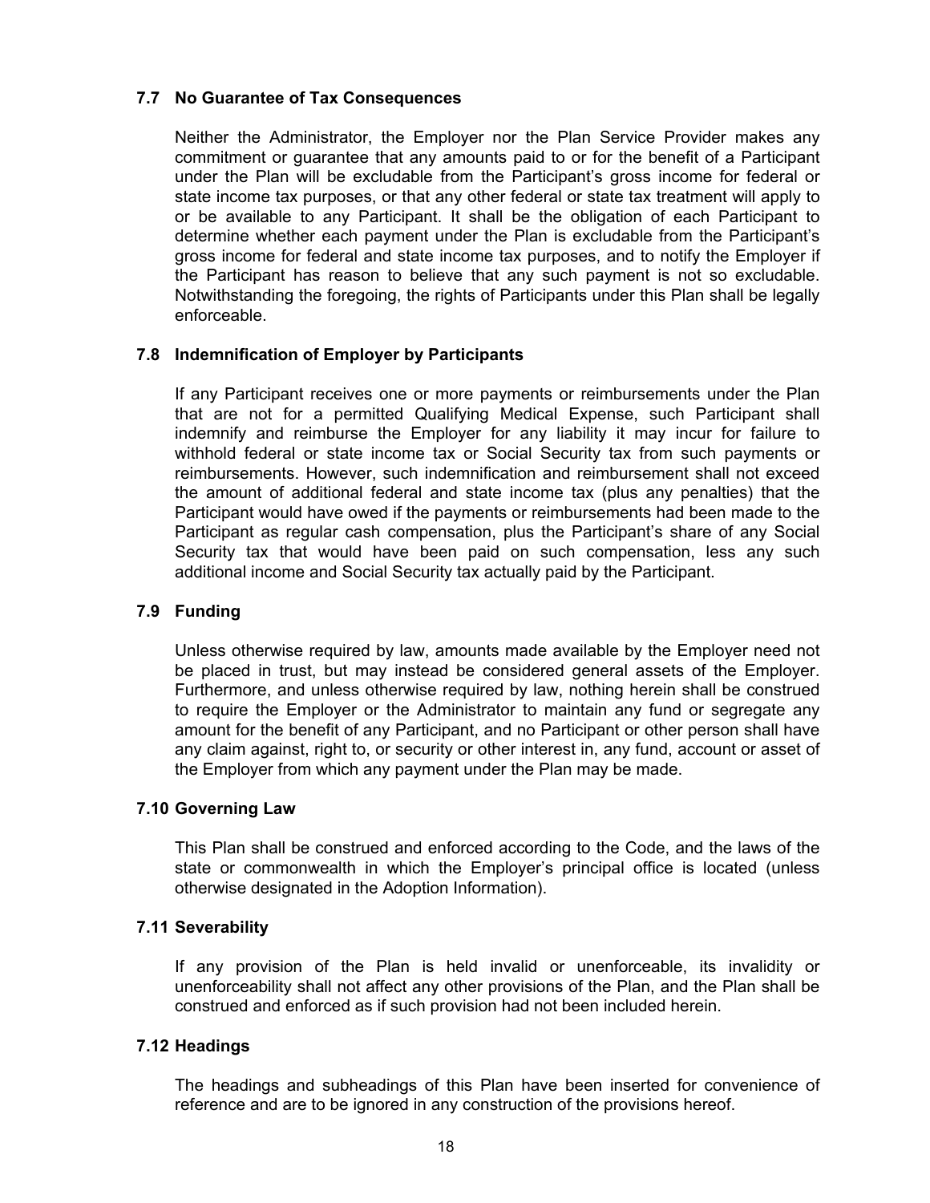### 7.7 No Guarantee of Tax Consequences

Neither the Administrator, the Employer nor the Plan Service Provider makes any commitment or guarantee that any amounts paid to or for the benefit of a Participant under the Plan will be excludable from the Participant's gross income for federal or state income tax purposes, or that any other federal or state tax treatment will apply to or be available to any Participant. It shall be the obligation of each Participant to determine whether each payment under the Plan is excludable from the Participant's gross income for federal and state income tax purposes, and to notify the Employer if the Participant has reason to believe that any such payment is not so excludable. Notwithstanding the foregoing, the rights of Participants under this Plan shall be legally enforceable.

### 7.8 Indemnification of Employer by Participants

If any Participant receives one or more payments or reimbursements under the Plan that are not for a permitted Qualifying Medical Expense, such Participant shall indemnify and reimburse the Employer for any liability it may incur for failure to withhold federal or state income tax or Social Security tax from such payments or reimbursements. However, such indemnification and reimbursement shall not exceed the amount of additional federal and state income tax (plus any penalties) that the Participant would have owed if the payments or reimbursements had been made to the Participant as regular cash compensation, plus the Participant's share of any Social Security tax that would have been paid on such compensation, less any such additional income and Social Security tax actually paid by the Participant.

### 7.9 Funding

Unless otherwise required by law, amounts made available by the Employer need not be placed in trust, but may instead be considered general assets of the Employer. Furthermore, and unless otherwise required by law, nothing herein shall be construed to require the Employer or the Administrator to maintain any fund or segregate any amount for the benefit of any Participant, and no Participant or other person shall have any claim against, right to, or security or other interest in, any fund, account or asset of the Employer from which any payment under the Plan may be made.

### 7.10 Governing Law

This Plan shall be construed and enforced according to the Code, and the laws of the state or commonwealth in which the Employer's principal office is located (unless otherwise designated in the Adoption Information).

### 7.11 Severability

If any provision of the Plan is held invalid or unenforceable, its invalidity or unenforceability shall not affect any other provisions of the Plan, and the Plan shall be construed and enforced as if such provision had not been included herein.

### 7.12 Headings

The headings and subheadings of this Plan have been inserted for convenience of reference and are to be ignored in any construction of the provisions hereof.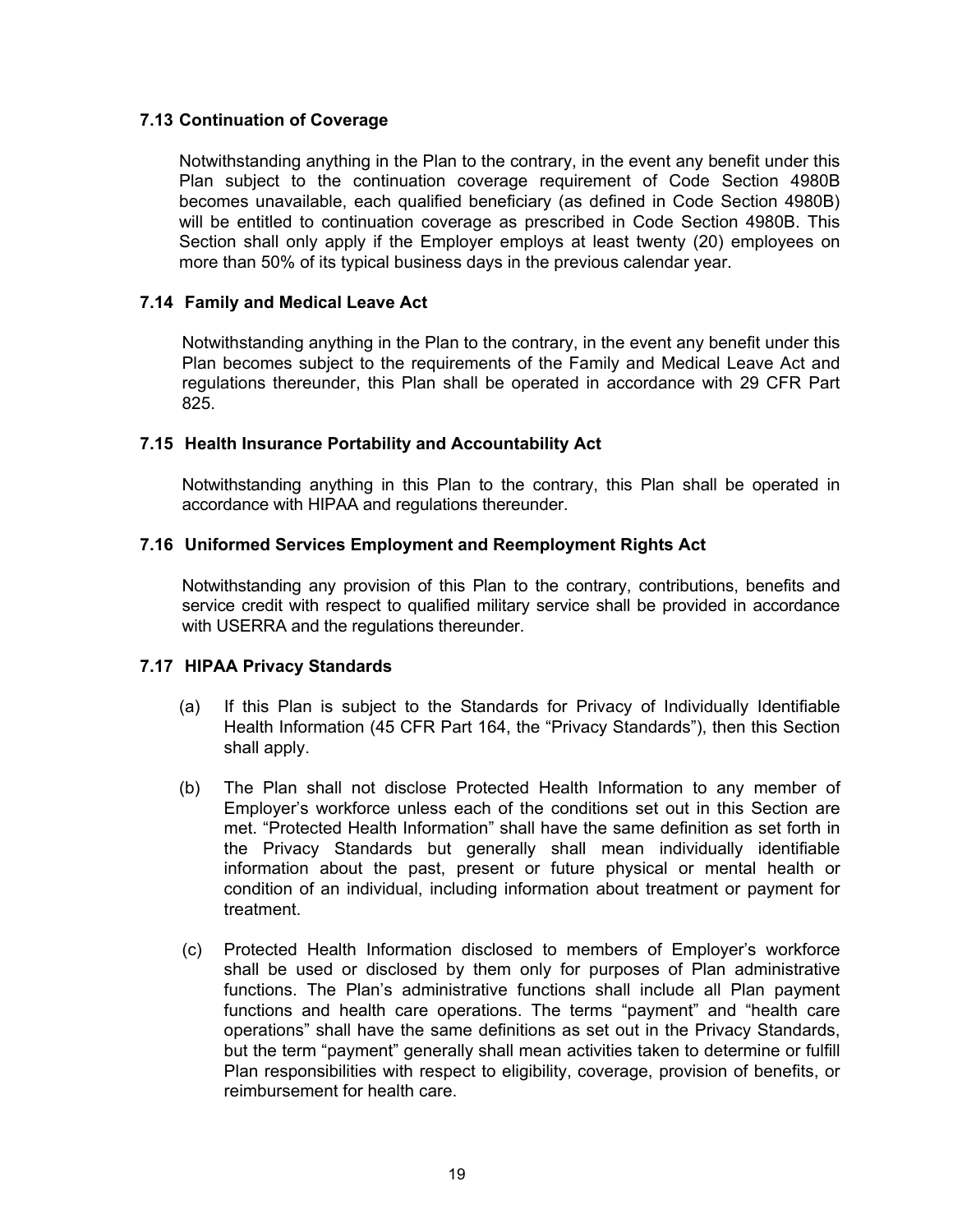### 7.13 Continuation of Coverage

Notwithstanding anything in the Plan to the contrary, in the event any benefit under this Plan subject to the continuation coverage requirement of Code Section 4980B becomes unavailable, each qualified beneficiary (as defined in Code Section 4980B) will be entitled to continuation coverage as prescribed in Code Section 4980B. This Section shall only apply if the Employer employs at least twenty (20) employees on more than 50% of its typical business days in the previous calendar year.

### 7.14 Family and Medical Leave Act

Notwithstanding anything in the Plan to the contrary, in the event any benefit under this Plan becomes subject to the requirements of the Family and Medical Leave Act and regulations thereunder, this Plan shall be operated in accordance with 29 CFR Part 825.

### 7.15 Health Insurance Portability and Accountability Act

Notwithstanding anything in this Plan to the contrary, this Plan shall be operated in accordance with HIPAA and regulations thereunder.

### 7.16 Uniformed Services Employment and Reemployment Rights Act

Notwithstanding any provision of this Plan to the contrary, contributions, benefits and service credit with respect to qualified military service shall be provided in accordance with USERRA and the regulations thereunder.

### 7.17 HIPAA Privacy Standards

(a) If this Plan is subject to the Standards for Privacy of Individually Identifiable Health Information (45 CFR Part 164, the "Privacy Standards"), then this Section shall apply.

(b) The Plan shall not disclose Protected Health Information to any member of Employer's workforce unless each of the conditions set out in this Section are met. "Protected Health Information" shall have the same definition as set forth in the Privacy Standards but generally shall mean individually identifiable information about the past, present or future physical or mental health or condition of an individual, including information about treatment or payment for treatment.

(c) Protected Health Information disclosed to members of Employer's workforce shall be used or disclosed by them only for purposes of Plan administrative functions. The Plan's administrative functions shall include all Plan payment functions and health care operations. The terms "payment" and "health care operations" shall have the same definitions as set out in the Privacy Standards, but the term "payment" generally shall mean activities taken to determine or fulfill Plan responsibilities with respect to eligibility, coverage, provision of benefits, or reimbursement for health care.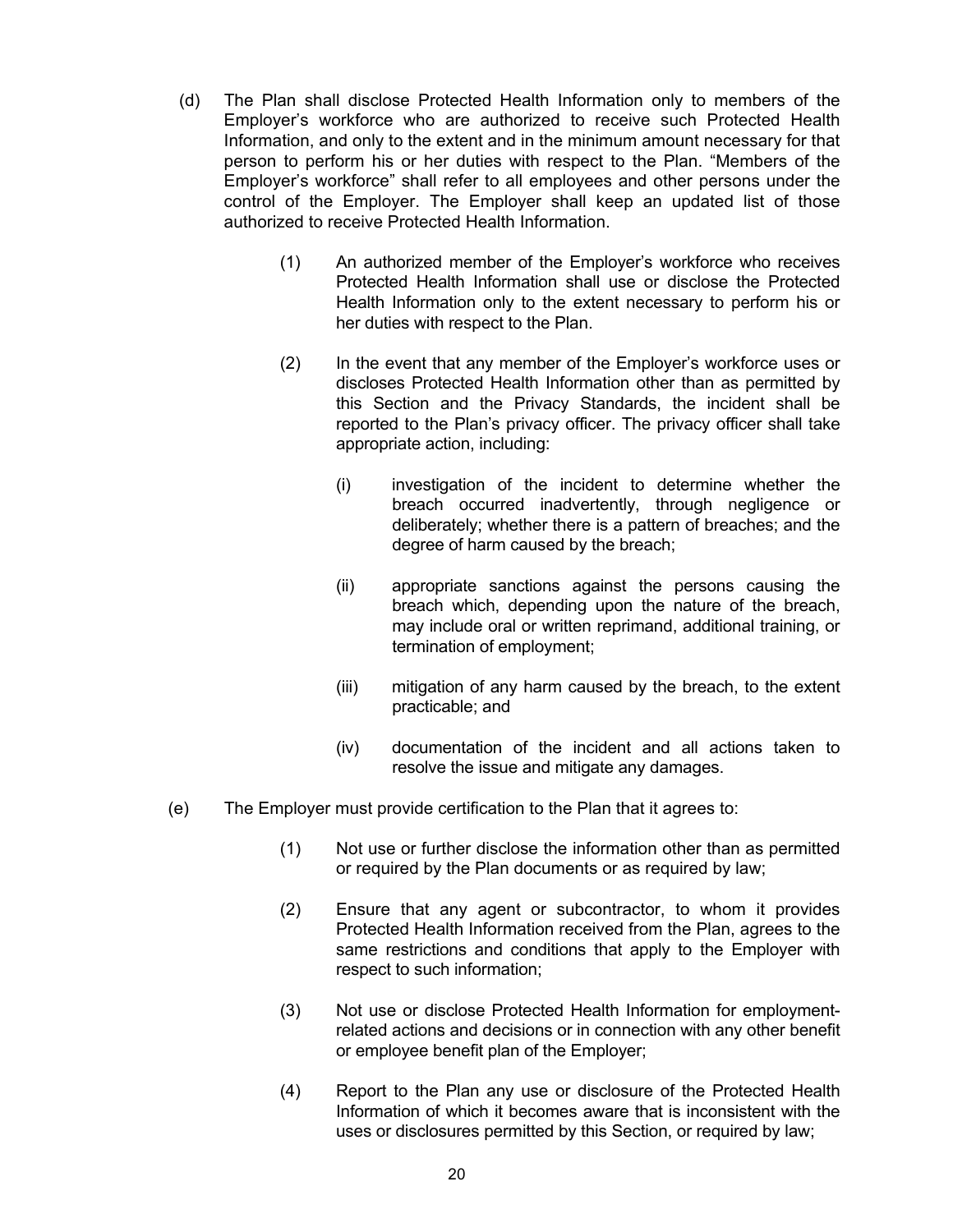(d) The Plan shall disclose Protected Health Information only to members of the Employer's workforce who are authorized to receive such Protected Health Information, and only to the extent and in the minimum amount necessary for that person to perform his or her duties with respect to the Plan. "Members of the Employer's workforce" shall refer to all employees and other persons under the control of the Employer. The Employer shall keep an updated list of those authorized to receive Protected Health Information.

(1) An authorized member of the Employer's workforce who receives Protected Health Information shall use or disclose the Protected Health Information only to the extent necessary to perform his or her duties with respect to the Plan.

(2) In the event that any member of the Employer's workforce uses or discloses Protected Health Information other than as permitted by this Section and the Privacy Standards, the incident shall be reported to the Plan's privacy officer. The privacy officer shall take appropriate action, including:

(i) investigation of the incident to determine whether the breach occurred inadvertently, through negligence or deliberately; whether there is a pattern of breaches; and the degree of harm caused by the breach;

(ii) appropriate sanctions against the persons causing the breach which, depending upon the nature of the breach, may include oral or written reprimand, additional training, or termination of employment;

(iii) mitigation of any harm caused by the breach, to the extent practicable; and

(iv) documentation of the incident and all actions taken to resolve the issue and mitigate any damages.

(e) The Employer must provide certification to the Plan that it agrees to:

(1) Not use or further disclose the information other than as permitted or required by the Plan documents or as required by law;

(2) Ensure that any agent or subcontractor, to whom it provides Protected Health Information received from the Plan, agrees to the same restrictions and conditions that apply to the Employer with respect to such information;

(3) Not use or disclose Protected Health Information for employment-related actions and decisions or in connection with any other benefit or employee benefit plan of the Employer;

(4) Report to the Plan any use or disclosure of the Protected Health Information of which it becomes aware that is inconsistent with the uses or disclosures permitted by this Section, or required by law;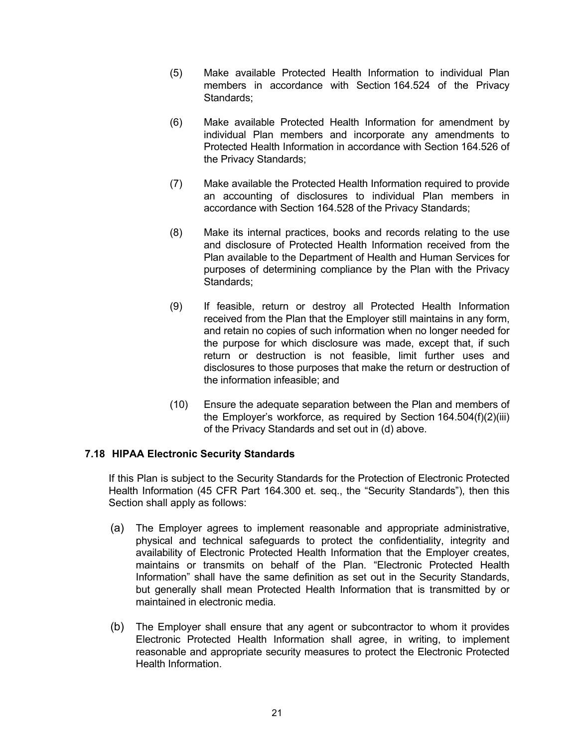(5) Make available Protected Health Information to individual Plan members in accordance with Section 164.524 of the Privacy Standards;

(6) Make available Protected Health Information for amendment by individual Plan members and incorporate any amendments to Protected Health Information in accordance with Section 164.526 of the Privacy Standards;

(7) Make available the Protected Health Information required to provide an accounting of disclosures to individual Plan members in accordance with Section 164.528 of the Privacy Standards;

(8) Make its internal practices, books and records relating to the use and disclosure of Protected Health Information received from the Plan available to the Department of Health and Human Services for purposes of determining compliance by the Plan with the Privacy Standards;

(9) If feasible, return or destroy all Protected Health Information received from the Plan that the Employer still maintains in any form, and retain no copies of such information when no longer needed for the purpose for which disclosure was made, except that, if such return or destruction is not feasible, limit further uses and disclosures to those purposes that make the return or destruction of the information infeasible; and

(10) Ensure the adequate separation between the Plan and members of the Employer's workforce, as required by Section 164.504(f)(2)(iii) of the Privacy Standards and set out in (d) above.

### 7.18 HIPAA Electronic Security Standards

If this Plan is subject to the Security Standards for the Protection of Electronic Protected Health Information (45 CFR Part 164.300 et. seq., the "Security Standards"), then this Section shall apply as follows:

(a) The Employer agrees to implement reasonable and appropriate administrative, physical and technical safeguards to protect the confidentiality, integrity and availability of Electronic Protected Health Information that the Employer creates, maintains or transmits on behalf of the Plan. "Electronic Protected Health Information" shall have the same definition as set out in the Security Standards, but generally shall mean Protected Health Information that is transmitted by or maintained in electronic media.

(b) The Employer shall ensure that any agent or subcontractor to whom it provides Electronic Protected Health Information shall agree, in writing, to implement reasonable and appropriate security measures to protect the Electronic Protected Health Information.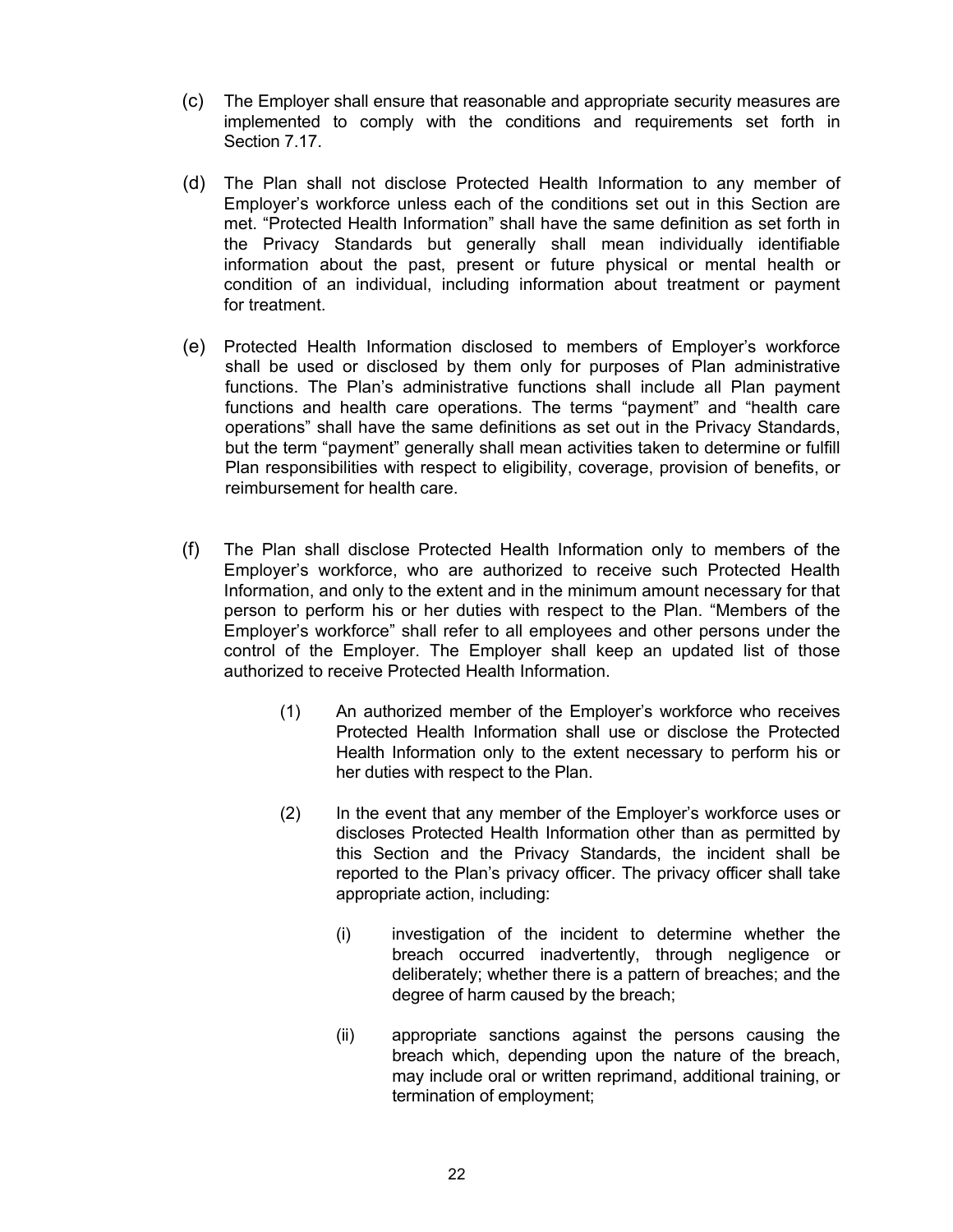(c) The Employer shall ensure that reasonable and appropriate security measures are implemented to comply with the conditions and requirements set forth in Section 7.17.

(d) The Plan shall not disclose Protected Health Information to any member of Employer's workforce unless each of the conditions set out in this Section are met. "Protected Health Information" shall have the same definition as set forth in the Privacy Standards but generally shall mean individually identifiable information about the past, present or future physical or mental health or condition of an individual, including information about treatment or payment for treatment.

(e) Protected Health Information disclosed to members of Employer's workforce shall be used or disclosed by them only for purposes of Plan administrative functions. The Plan's administrative functions shall include all Plan payment functions and health care operations. The terms "payment" and "health care operations" shall have the same definitions as set out in the Privacy Standards, but the term "payment" generally shall mean activities taken to determine or fulfill Plan responsibilities with respect to eligibility, coverage, provision of benefits, or reimbursement for health care.

(f) The Plan shall disclose Protected Health Information only to members of the Employer's workforce, who are authorized to receive such Protected Health Information, and only to the extent and in the minimum amount necessary for that person to perform his or her duties with respect to the Plan. "Members of the Employer's workforce" shall refer to all employees and other persons under the control of the Employer. The Employer shall keep an updated list of those authorized to receive Protected Health Information.

   (1) An authorized member of the Employer's workforce who receives Protected Health Information shall use or disclose the Protected Health Information only to the extent necessary to perform his or her duties with respect to the Plan.

   (2) In the event that any member of the Employer's workforce uses or discloses Protected Health Information other than as permitted by this Section and the Privacy Standards, the incident shall be reported to the Plan's privacy officer. The privacy officer shall take appropriate action, including:

      (i) investigation of the incident to determine whether the breach occurred inadvertently, through negligence or deliberately; whether there is a pattern of breaches; and the degree of harm caused by the breach;

      (ii) appropriate sanctions against the persons causing the breach which, depending upon the nature of the breach, may include oral or written reprimand, additional training, or termination of employment;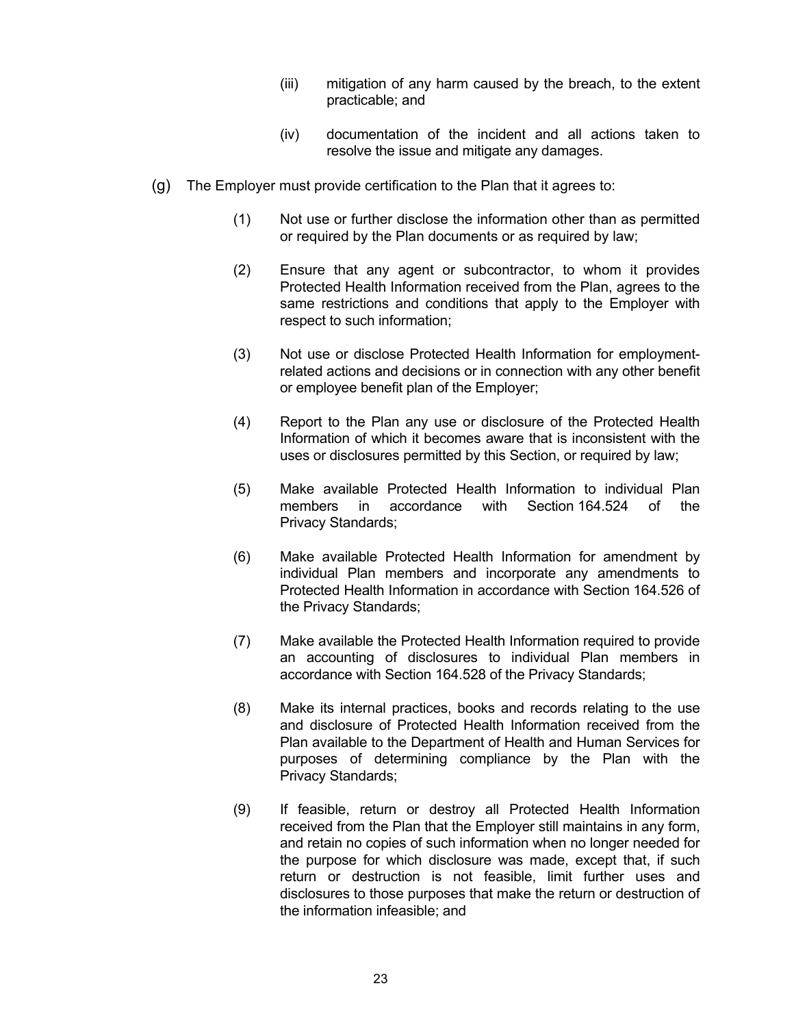(iii) mitigation of any harm caused by the breach, to the extent practicable; and

(iv) documentation of the incident and all actions taken to resolve the issue and mitigate any damages.

(g) The Employer must provide certification to the Plan that it agrees to:

(1) Not use or further disclose the information other than as permitted or required by the Plan documents or as required by law;

(2) Ensure that any agent or subcontractor, to whom it provides Protected Health Information received from the Plan, agrees to the same restrictions and conditions that apply to the Employer with respect to such information;

(3) Not use or disclose Protected Health Information for employment-related actions and decisions or in connection with any other benefit or employee benefit plan of the Employer;

(4) Report to the Plan any use or disclosure of the Protected Health Information of which it becomes aware that is inconsistent with the uses or disclosures permitted by this Section, or required by law;

(5) Make available Protected Health Information to individual Plan members in accordance with Section 164.524 of the Privacy Standards;

(6) Make available Protected Health Information for amendment by individual Plan members and incorporate any amendments to Protected Health Information in accordance with Section 164.526 of the Privacy Standards;

(7) Make available the Protected Health Information required to provide an accounting of disclosures to individual Plan members in accordance with Section 164.528 of the Privacy Standards;

(8) Make its internal practices, books and records relating to the use and disclosure of Protected Health Information received from the Plan available to the Department of Health and Human Services for purposes of determining compliance by the Plan with the Privacy Standards;

(9) If feasible, return or destroy all Protected Health Information received from the Plan that the Employer still maintains in any form, and retain no copies of such information when no longer needed for the purpose for which disclosure was made, except that, if such return or destruction is not feasible, limit further uses and disclosures to those purposes that make the return or destruction of the information infeasible; and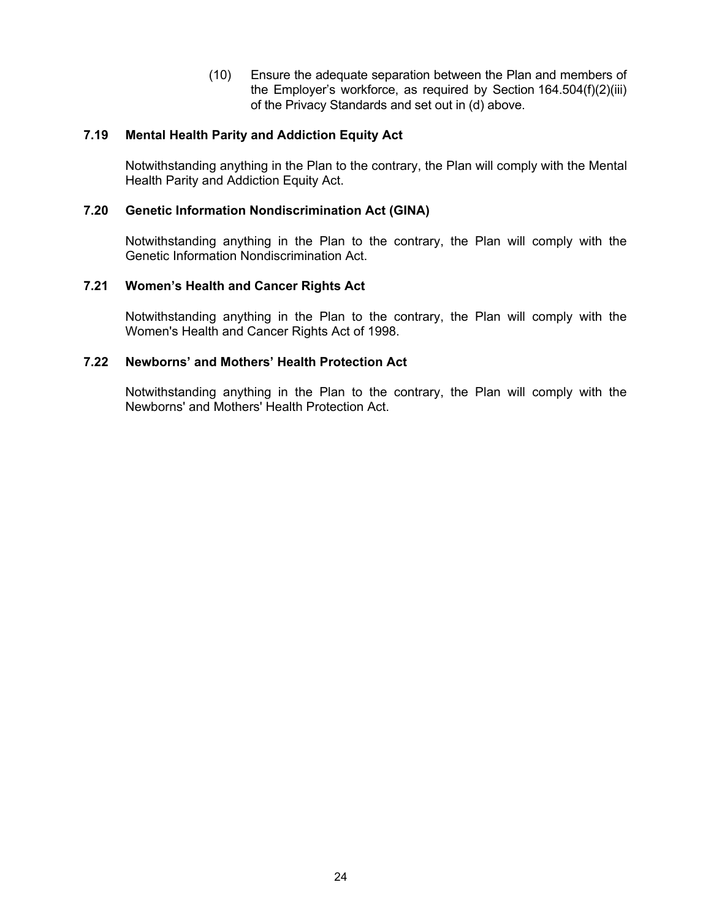(10) Ensure the adequate separation between the Plan and members of the Employer's workforce, as required by Section 164.504(f)(2)(iii) of the Privacy Standards and set out in (d) above.

### 7.19 Mental Health Parity and Addiction Equity Act

Notwithstanding anything in the Plan to the contrary, the Plan will comply with the Mental Health Parity and Addiction Equity Act.

### 7.20 Genetic Information Nondiscrimination Act (GINA)

Notwithstanding anything in the Plan to the contrary, the Plan will comply with the Genetic Information Nondiscrimination Act.

### 7.21 Women's Health and Cancer Rights Act

Notwithstanding anything in the Plan to the contrary, the Plan will comply with the Women's Health and Cancer Rights Act of 1998.

### 7.22 Newborns' and Mothers' Health Protection Act

Notwithstanding anything in the Plan to the contrary, the Plan will comply with the Newborns' and Mothers' Health Protection Act.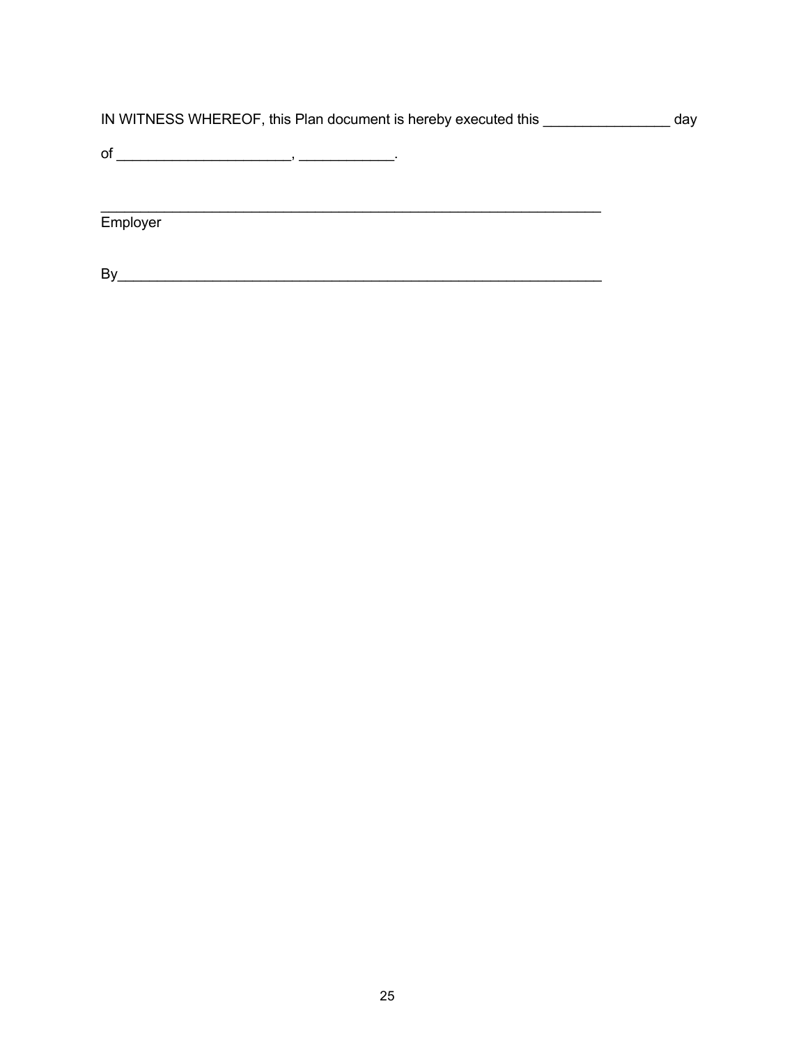IN WITNESS WHEREOF, this Plan document is hereby executed this ________________ day

of _____________________, ___________.

_________________________________________________________________
Employer

By_______________________________________________________________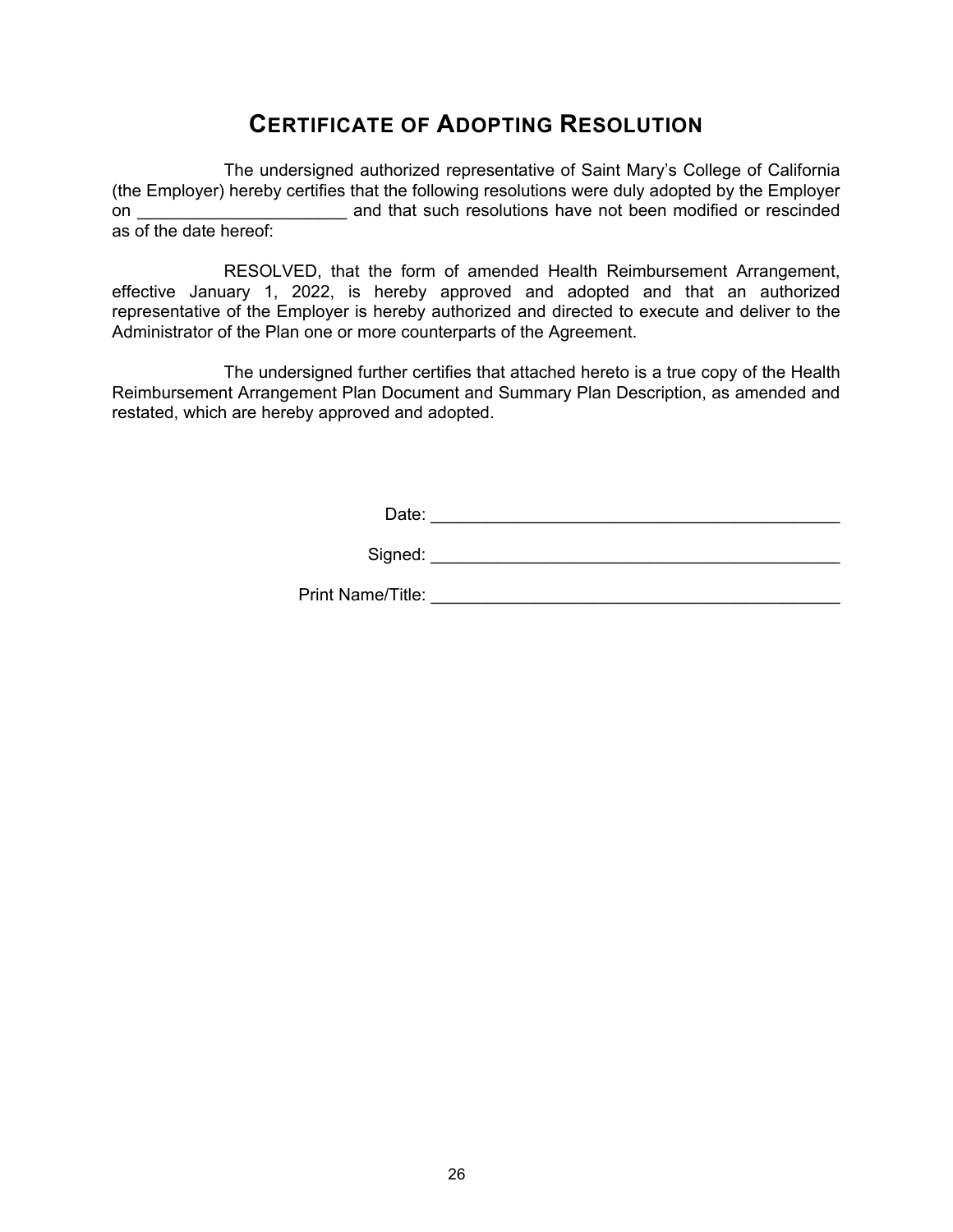# CERTIFICATE OF ADOPTING RESOLUTION

The undersigned authorized representative of Saint Mary's College of California (the Employer) hereby certifies that the following resolutions were duly adopted by the Employer on ______________________ and that such resolutions have not been modified or rescinded as of the date hereof:

RESOLVED, that the form of amended Health Reimbursement Arrangement, effective January 1, 2022, is hereby approved and adopted and that an authorized representative of the Employer is hereby authorized and directed to execute and deliver to the Administrator of the Plan one or more counterparts of the Agreement.

The undersigned further certifies that attached hereto is a true copy of the Health Reimbursement Arrangement Plan Document and Summary Plan Description, as amended and restated, which are hereby approved and adopted.

Date: ____________________________________________

Signed: ____________________________________________

Print Name/Title: ____________________________________________